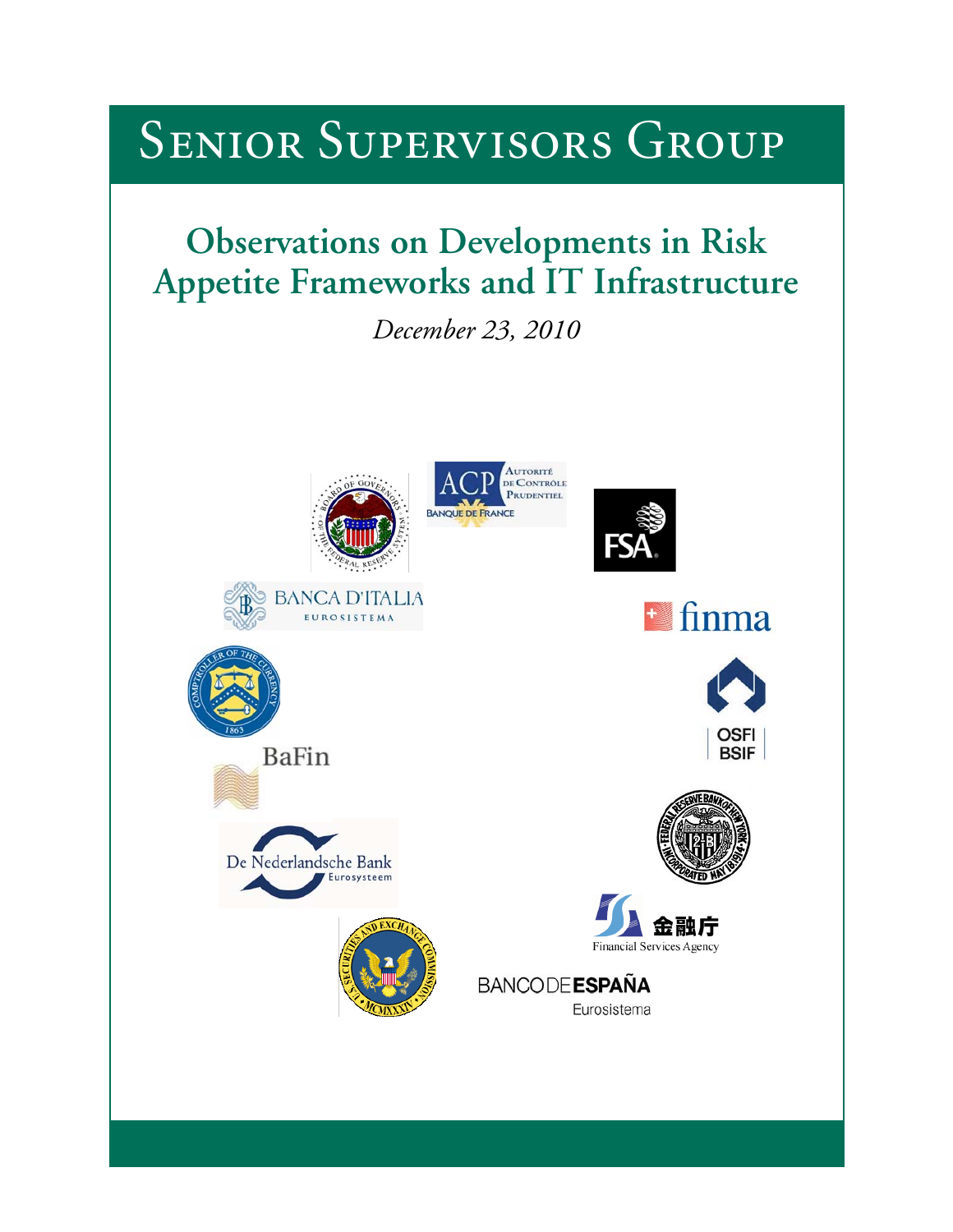# Senior Supervisors Group

## Observations on Developments in Risk Appetite Frameworks and IT Infrastructure

*December 23, 2010*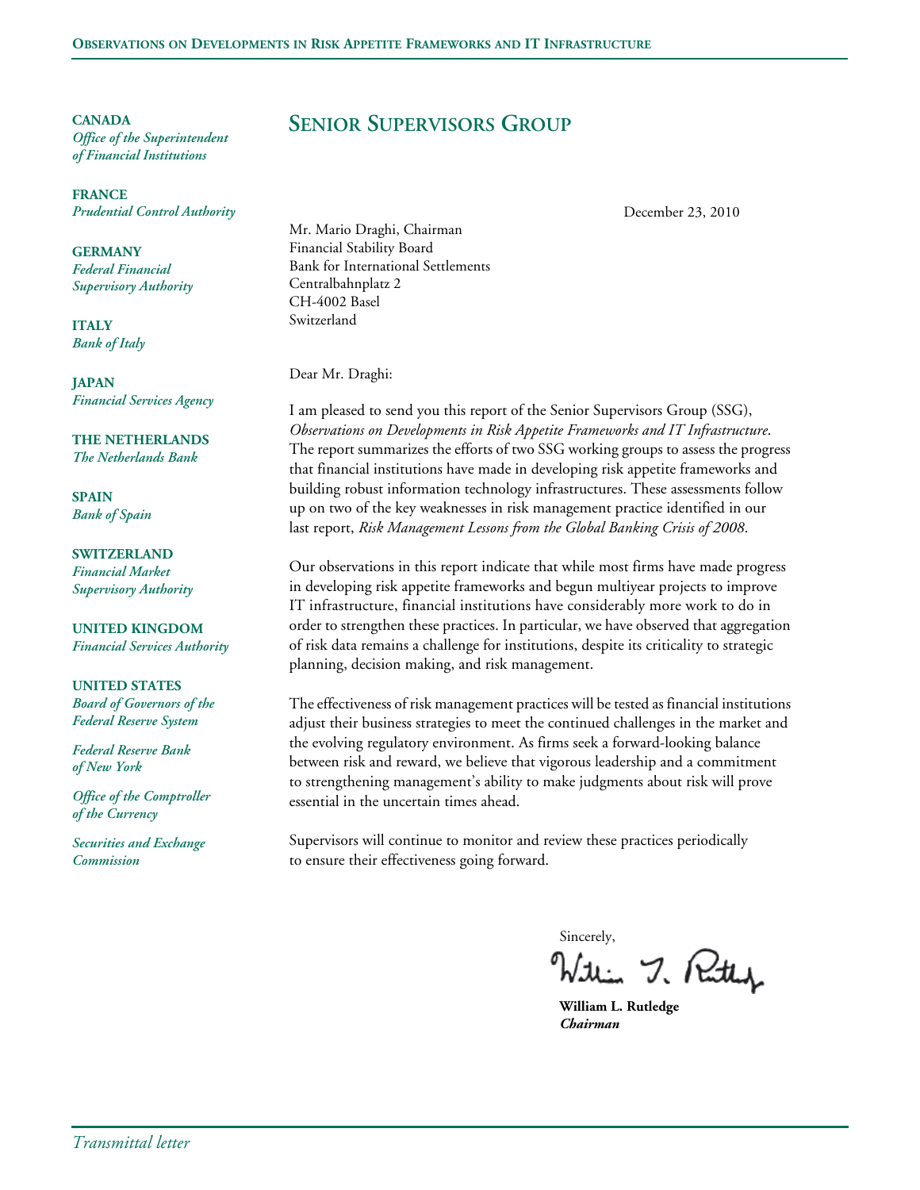**CANADA**
*Office of the Superintendent of Financial Institutions*

**FRANCE**
*Prudential Control Authority*

**GERMANY**
*Federal Financial Supervisory Authority*

**ITALY**
*Bank of Italy*

**JAPAN**
*Financial Services Agency*

**THE NETHERLANDS**
*The Netherlands Bank*

**SPAIN**
*Bank of Spain*

**SWITZERLAND**
*Financial Market Supervisory Authority*

**UNITED KINGDOM**
*Financial Services Authority*

**UNITED STATES**
*Board of Governors of the Federal Reserve System*

*Federal Reserve Bank of New York*

*Office of the Comptroller of the Currency*

*Securities and Exchange Commission*

# Senior Supervisors Group

December 23, 2010

Mr. Mario Draghi, Chairman
Financial Stability Board
Bank for International Settlements
Centralbahnplatz 2
CH-4002 Basel
Switzerland

Dear Mr. Draghi:

I am pleased to send you this report of the Senior Supervisors Group (SSG), *Observations on Developments in Risk Appetite Frameworks and IT Infrastructure*. The report summarizes the efforts of two SSG working groups to assess the progress that financial institutions have made in developing risk appetite frameworks and building robust information technology infrastructures. These assessments follow up on two of the key weaknesses in risk management practice identified in our last report, *Risk Management Lessons from the Global Banking Crisis of 2008*.

Our observations in this report indicate that while most firms have made progress in developing risk appetite frameworks and begun multiyear projects to improve IT infrastructure, financial institutions have considerably more work to do in order to strengthen these practices. In particular, we have observed that aggregation of risk data remains a challenge for institutions, despite its criticality to strategic planning, decision making, and risk management.

The effectiveness of risk management practices will be tested as financial institutions adjust their business strategies to meet the continued challenges in the market and the evolving regulatory environment. As firms seek a forward-looking balance between risk and reward, we believe that vigorous leadership and a commitment to strengthening management's ability to make judgments about risk will prove essential in the uncertain times ahead.

Supervisors will continue to monitor and review these practices periodically to ensure their effectiveness going forward.

Sincerely,

**William L. Rutledge**
***Chairman***

*Transmittal letter*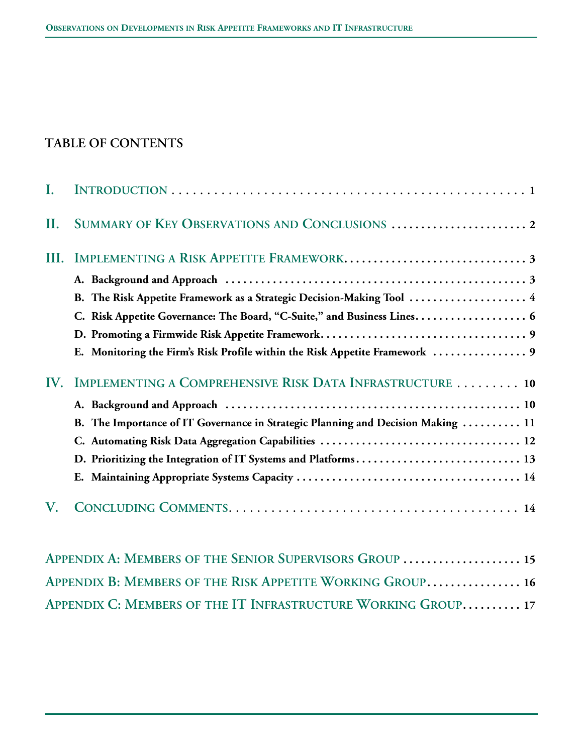# TABLE OF CONTENTS

I. Introduction . . . . . . . . . . 1

II. Summary of Key Observations and Conclusions . . . . . . . . . . 2

III. Implementing a Risk Appetite Framework . . . . . . . . . . 3

- **A. Background and Approach . . . . . . . . . . 3**
- **B. The Risk Appetite Framework as a Strategic Decision-Making Tool . . . . . . . . . . 4**
- **C. Risk Appetite Governance: The Board, “C-Suite,” and Business Lines . . . . . . . . . . 6**
- **D. Promoting a Firmwide Risk Appetite Framework . . . . . . . . . . 9**
- **E. Monitoring the Firm’s Risk Profile within the Risk Appetite Framework . . . . . . . . . . 9**

IV. Implementing a Comprehensive Risk Data Infrastructure . . . . . . . . . . 10

- **A. Background and Approach . . . . . . . . . . 10**
- **B. The Importance of IT Governance in Strategic Planning and Decision Making . . . . . . . . . . 11**
- **C. Automating Risk Data Aggregation Capabilities . . . . . . . . . . 12**
- **D. Prioritizing the Integration of IT Systems and Platforms . . . . . . . . . . 13**
- **E. Maintaining Appropriate Systems Capacity . . . . . . . . . . 14**

V. Concluding Comments . . . . . . . . . . 14

Appendix A: Members of the Senior Supervisors Group . . . . . . . . . . 15

Appendix B: Members of the Risk Appetite Working Group . . . . . . . . . . 16

Appendix C: Members of the IT Infrastructure Working Group . . . . . . . . . . 17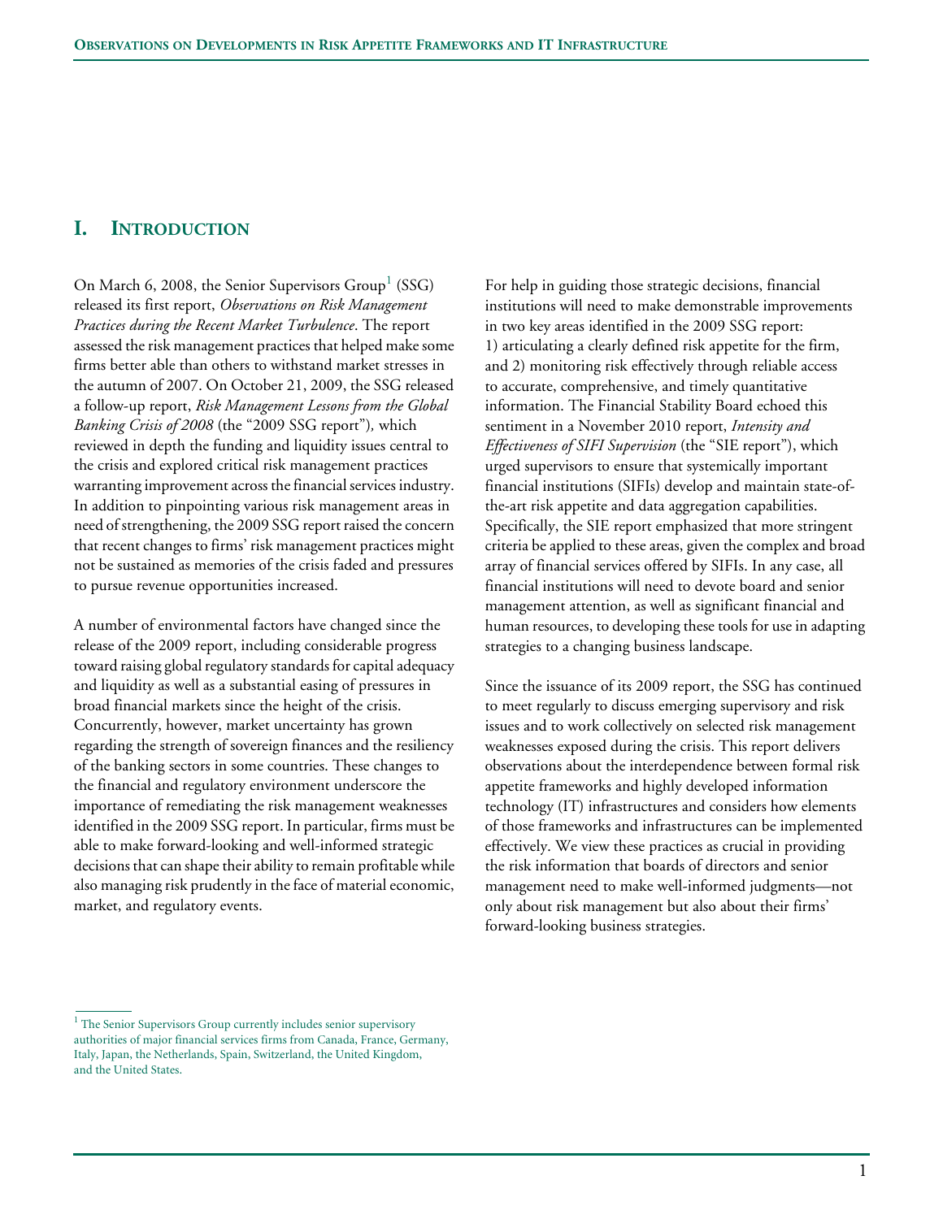## I. Introduction

On March 6, 2008, the Senior Supervisors Group[1] (SSG) released its first report, *Observations on Risk Management Practices during the Recent Market Turbulence*. The report assessed the risk management practices that helped make some firms better able than others to withstand market stresses in the autumn of 2007. On October 21, 2009, the SSG released a follow-up report, *Risk Management Lessons from the Global Banking Crisis of 2008* (the "2009 SSG report"), which reviewed in depth the funding and liquidity issues central to the crisis and explored critical risk management practices warranting improvement across the financial services industry. In addition to pinpointing various risk management areas in need of strengthening, the 2009 SSG report raised the concern that recent changes to firms' risk management practices might not be sustained as memories of the crisis faded and pressures to pursue revenue opportunities increased.

A number of environmental factors have changed since the release of the 2009 report, including considerable progress toward raising global regulatory standards for capital adequacy and liquidity as well as a substantial easing of pressures in broad financial markets since the height of the crisis. Concurrently, however, market uncertainty has grown regarding the strength of sovereign finances and the resiliency of the banking sectors in some countries. These changes to the financial and regulatory environment underscore the importance of remediating the risk management weaknesses identified in the 2009 SSG report. In particular, firms must be able to make forward-looking and well-informed strategic decisions that can shape their ability to remain profitable while also managing risk prudently in the face of material economic, market, and regulatory events.

For help in guiding those strategic decisions, financial institutions will need to make demonstrable improvements in two key areas identified in the 2009 SSG report: 1) articulating a clearly defined risk appetite for the firm, and 2) monitoring risk effectively through reliable access to accurate, comprehensive, and timely quantitative information. The Financial Stability Board echoed this sentiment in a November 2010 report, *Intensity and Effectiveness of SIFI Supervision* (the "SIE report"), which urged supervisors to ensure that systemically important financial institutions (SIFIs) develop and maintain state-of-the-art risk appetite and data aggregation capabilities. Specifically, the SIE report emphasized that more stringent criteria be applied to these areas, given the complex and broad array of financial services offered by SIFIs. In any case, all financial institutions will need to devote board and senior management attention, as well as significant financial and human resources, to developing these tools for use in adapting strategies to a changing business landscape.

Since the issuance of its 2009 report, the SSG has continued to meet regularly to discuss emerging supervisory and risk issues and to work collectively on selected risk management weaknesses exposed during the crisis. This report delivers observations about the interdependence between formal risk appetite frameworks and highly developed information technology (IT) infrastructures and considers how elements of those frameworks and infrastructures can be implemented effectively. We view these practices as crucial in providing the risk information that boards of directors and senior management need to make well-informed judgments—not only about risk management but also about their firms' forward-looking business strategies.

[1] The Senior Supervisors Group currently includes senior supervisory authorities of major financial services firms from Canada, France, Germany, Italy, Japan, the Netherlands, Spain, Switzerland, the United Kingdom, and the United States.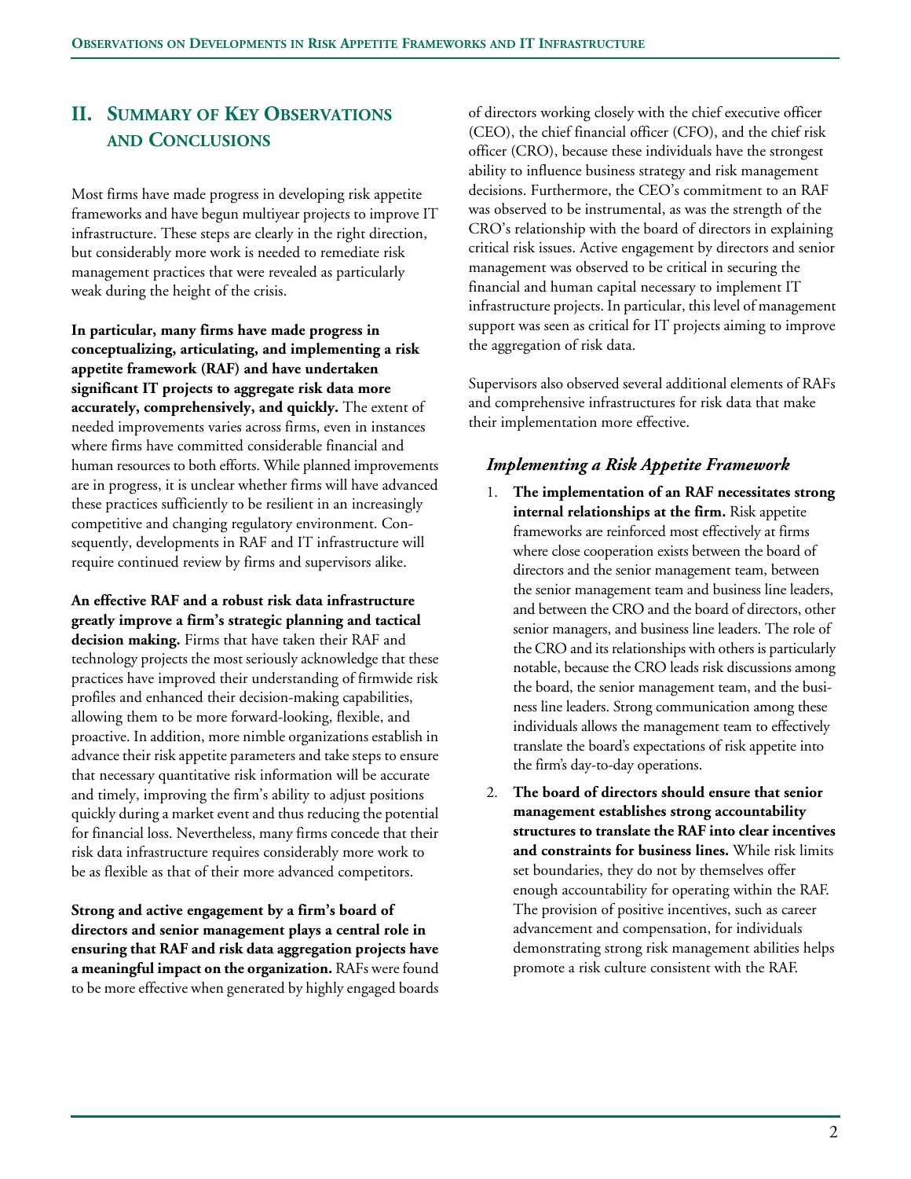## II. Summary of Key Observations and Conclusions

Most firms have made progress in developing risk appetite frameworks and have begun multiyear projects to improve IT infrastructure. These steps are clearly in the right direction, but considerably more work is needed to remediate risk management practices that were revealed as particularly weak during the height of the crisis.

**In particular, many firms have made progress in conceptualizing, articulating, and implementing a risk appetite framework (RAF) and have undertaken significant IT projects to aggregate risk data more accurately, comprehensively, and quickly.** The extent of needed improvements varies across firms, even in instances where firms have committed considerable financial and human resources to both efforts. While planned improvements are in progress, it is unclear whether firms will have advanced these practices sufficiently to be resilient in an increasingly competitive and changing regulatory environment. Consequently, developments in RAF and IT infrastructure will require continued review by firms and supervisors alike.

**An effective RAF and a robust risk data infrastructure greatly improve a firm's strategic planning and tactical decision making.** Firms that have taken their RAF and technology projects the most seriously acknowledge that these practices have improved their understanding of firmwide risk profiles and enhanced their decision-making capabilities, allowing them to be more forward-looking, flexible, and proactive. In addition, more nimble organizations establish in advance their risk appetite parameters and take steps to ensure that necessary quantitative risk information will be accurate and timely, improving the firm's ability to adjust positions quickly during a market event and thus reducing the potential for financial loss. Nevertheless, many firms concede that their risk data infrastructure requires considerably more work to be as flexible as that of their more advanced competitors.

**Strong and active engagement by a firm's board of directors and senior management plays a central role in ensuring that RAF and risk data aggregation projects have a meaningful impact on the organization.** RAFs were found to be more effective when generated by highly engaged boards of directors working closely with the chief executive officer (CEO), the chief financial officer (CFO), and the chief risk officer (CRO), because these individuals have the strongest ability to influence business strategy and risk management decisions. Furthermore, the CEO's commitment to an RAF was observed to be instrumental, as was the strength of the CRO's relationship with the board of directors in explaining critical risk issues. Active engagement by directors and senior management was observed to be critical in securing the financial and human capital necessary to implement IT infrastructure projects. In particular, this level of management support was seen as critical for IT projects aiming to improve the aggregation of risk data.

Supervisors also observed several additional elements of RAFs and comprehensive infrastructures for risk data that make their implementation more effective.

### *Implementing a Risk Appetite Framework*

1. **The implementation of an RAF necessitates strong internal relationships at the firm.** Risk appetite frameworks are reinforced most effectively at firms where close cooperation exists between the board of directors and the senior management team, between the senior management team and business line leaders, and between the CRO and the board of directors, other senior managers, and business line leaders. The role of the CRO and its relationships with others is particularly notable, because the CRO leads risk discussions among the board, the senior management team, and the business line leaders. Strong communication among these individuals allows the management team to effectively translate the board's expectations of risk appetite into the firm's day-to-day operations.
2. **The board of directors should ensure that senior management establishes strong accountability structures to translate the RAF into clear incentives and constraints for business lines.** While risk limits set boundaries, they do not by themselves offer enough accountability for operating within the RAF. The provision of positive incentives, such as career advancement and compensation, for individuals demonstrating strong risk management abilities helps promote a risk culture consistent with the RAF.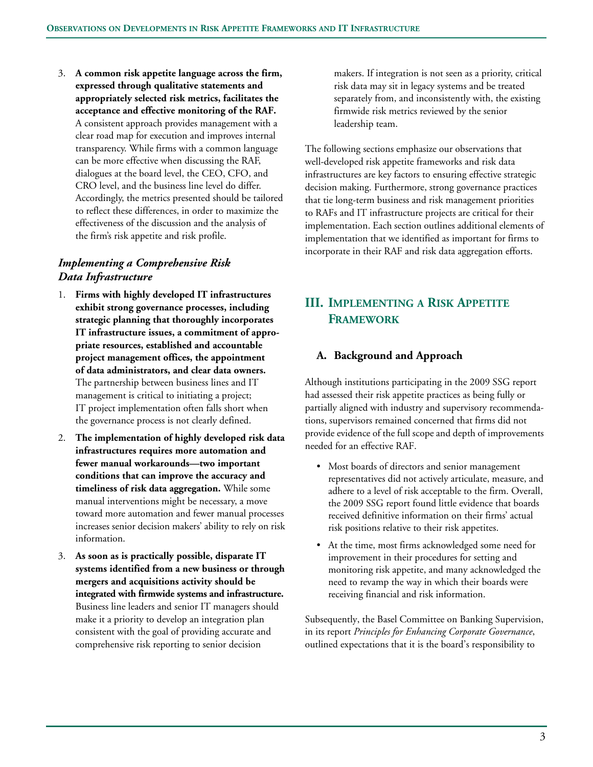3. **A common risk appetite language across the firm, expressed through qualitative statements and appropriately selected risk metrics, facilitates the acceptance and effective monitoring of the RAF.** A consistent approach provides management with a clear road map for execution and improves internal transparency. While firms with a common language can be more effective when discussing the RAF, dialogues at the board level, the CEO, CFO, and CRO level, and the business line level do differ. Accordingly, the metrics presented should be tailored to reflect these differences, in order to maximize the effectiveness of the discussion and the analysis of the firm's risk appetite and risk profile.

### *Implementing a Comprehensive Risk Data Infrastructure*

1. **Firms with highly developed IT infrastructures exhibit strong governance processes, including strategic planning that thoroughly incorporates IT infrastructure issues, a commitment of appropriate resources, established and accountable project management offices, the appointment of data administrators, and clear data owners.** The partnership between business lines and IT management is critical to initiating a project; IT project implementation often falls short when the governance process is not clearly defined.
2. **The implementation of highly developed risk data infrastructures requires more automation and fewer manual workarounds—two important conditions that can improve the accuracy and timeliness of risk data aggregation.** While some manual interventions might be necessary, a move toward more automation and fewer manual processes increases senior decision makers' ability to rely on risk information.
3. **As soon as is practically possible, disparate IT systems identified from a new business or through mergers and acquisitions activity should be integrated with firmwide systems and infrastructure.** Business line leaders and senior IT managers should make it a priority to develop an integration plan consistent with the goal of providing accurate and comprehensive risk reporting to senior decision makers. If integration is not seen as a priority, critical risk data may sit in legacy systems and be treated separately from, and inconsistently with, the existing firmwide risk metrics reviewed by the senior leadership team.

The following sections emphasize our observations that well-developed risk appetite frameworks and risk data infrastructures are key factors to ensuring effective strategic decision making. Furthermore, strong governance practices that tie long-term business and risk management priorities to RAFs and IT infrastructure projects are critical for their implementation. Each section outlines additional elements of implementation that we identified as important for firms to incorporate in their RAF and risk data aggregation efforts.

## III. Implementing a Risk Appetite Framework

### A. Background and Approach

Although institutions participating in the 2009 SSG report had assessed their risk appetite practices as being fully or partially aligned with industry and supervisory recommendations, supervisors remained concerned that firms did not provide evidence of the full scope and depth of improvements needed for an effective RAF.

- Most boards of directors and senior management representatives did not actively articulate, measure, and adhere to a level of risk acceptable to the firm. Overall, the 2009 SSG report found little evidence that boards received definitive information on their firms' actual risk positions relative to their risk appetites.
- At the time, most firms acknowledged some need for improvement in their procedures for setting and monitoring risk appetite, and many acknowledged the need to revamp the way in which their boards were receiving financial and risk information.

Subsequently, the Basel Committee on Banking Supervision, in its report *Principles for Enhancing Corporate Governance*, outlined expectations that it is the board's responsibility to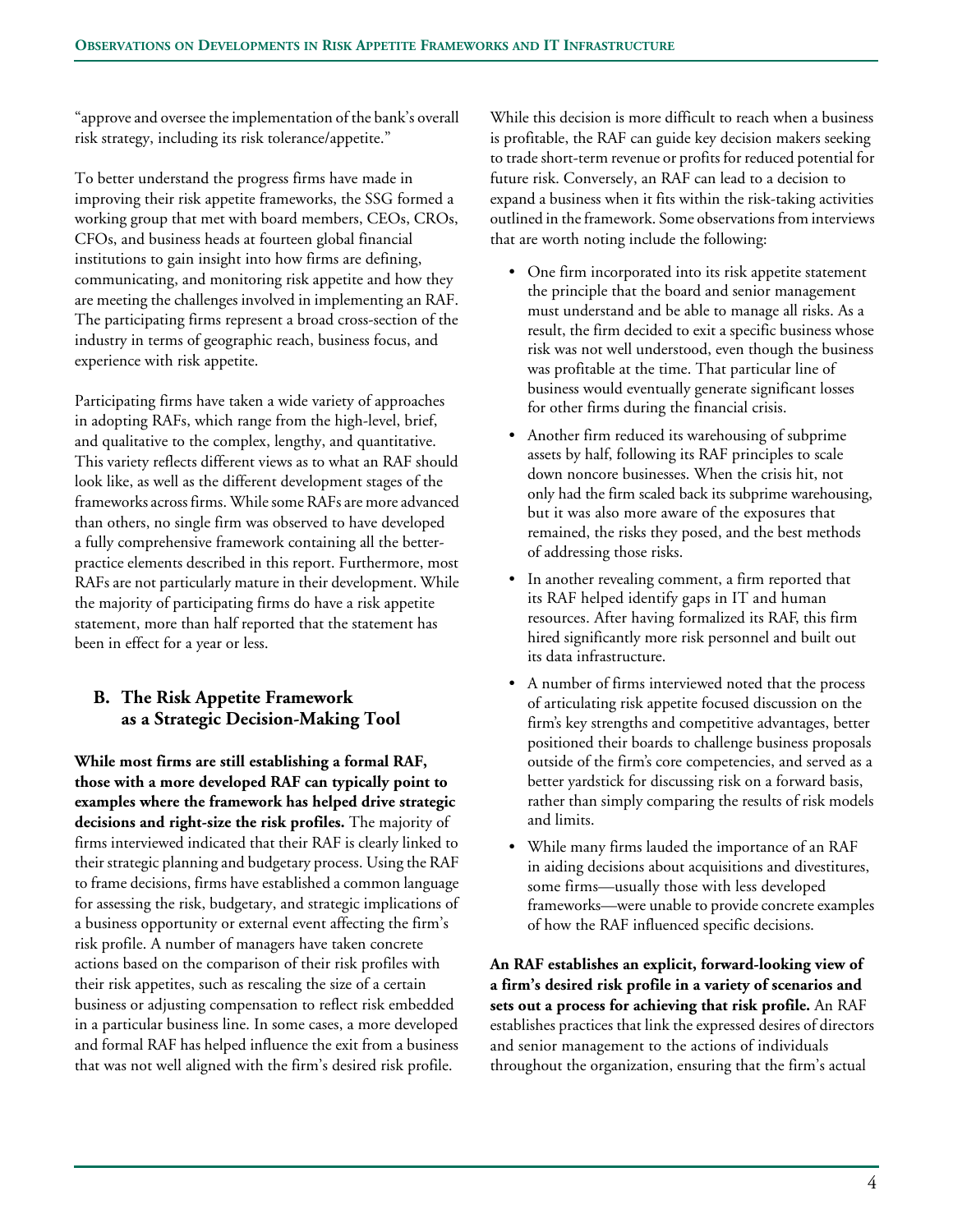"approve and oversee the implementation of the bank's overall risk strategy, including its risk tolerance/appetite."

To better understand the progress firms have made in improving their risk appetite frameworks, the SSG formed a working group that met with board members, CEOs, CROs, CFOs, and business heads at fourteen global financial institutions to gain insight into how firms are defining, communicating, and monitoring risk appetite and how they are meeting the challenges involved in implementing an RAF. The participating firms represent a broad cross-section of the industry in terms of geographic reach, business focus, and experience with risk appetite.

Participating firms have taken a wide variety of approaches in adopting RAFs, which range from the high-level, brief, and qualitative to the complex, lengthy, and quantitative. This variety reflects different views as to what an RAF should look like, as well as the different development stages of the frameworks across firms. While some RAFs are more advanced than others, no single firm was observed to have developed a fully comprehensive framework containing all the better-practice elements described in this report. Furthermore, most RAFs are not particularly mature in their development. While the majority of participating firms do have a risk appetite statement, more than half reported that the statement has been in effect for a year or less.

## B. The Risk Appetite Framework as a Strategic Decision-Making Tool

**While most firms are still establishing a formal RAF, those with a more developed RAF can typically point to examples where the framework has helped drive strategic decisions and right-size the risk profiles.** The majority of firms interviewed indicated that their RAF is clearly linked to their strategic planning and budgetary process. Using the RAF to frame decisions, firms have established a common language for assessing the risk, budgetary, and strategic implications of a business opportunity or external event affecting the firm's risk profile. A number of managers have taken concrete actions based on the comparison of their risk profiles with their risk appetites, such as rescaling the size of a certain business or adjusting compensation to reflect risk embedded in a particular business line. In some cases, a more developed and formal RAF has helped influence the exit from a business that was not well aligned with the firm's desired risk profile.

While this decision is more difficult to reach when a business is profitable, the RAF can guide key decision makers seeking to trade short-term revenue or profits for reduced potential for future risk. Conversely, an RAF can lead to a decision to expand a business when it fits within the risk-taking activities outlined in the framework. Some observations from interviews that are worth noting include the following:

- One firm incorporated into its risk appetite statement the principle that the board and senior management must understand and be able to manage all risks. As a result, the firm decided to exit a specific business whose risk was not well understood, even though the business was profitable at the time. That particular line of business would eventually generate significant losses for other firms during the financial crisis.
- Another firm reduced its warehousing of subprime assets by half, following its RAF principles to scale down noncore businesses. When the crisis hit, not only had the firm scaled back its subprime warehousing, but it was also more aware of the exposures that remained, the risks they posed, and the best methods of addressing those risks.
- In another revealing comment, a firm reported that its RAF helped identify gaps in IT and human resources. After having formalized its RAF, this firm hired significantly more risk personnel and built out its data infrastructure.
- A number of firms interviewed noted that the process of articulating risk appetite focused discussion on the firm's key strengths and competitive advantages, better positioned their boards to challenge business proposals outside of the firm's core competencies, and served as a better yardstick for discussing risk on a forward basis, rather than simply comparing the results of risk models and limits.
- While many firms lauded the importance of an RAF in aiding decisions about acquisitions and divestitures, some firms—usually those with less developed frameworks—were unable to provide concrete examples of how the RAF influenced specific decisions.

**An RAF establishes an explicit, forward-looking view of a firm's desired risk profile in a variety of scenarios and sets out a process for achieving that risk profile.** An RAF establishes practices that link the expressed desires of directors and senior management to the actions of individuals throughout the organization, ensuring that the firm's actual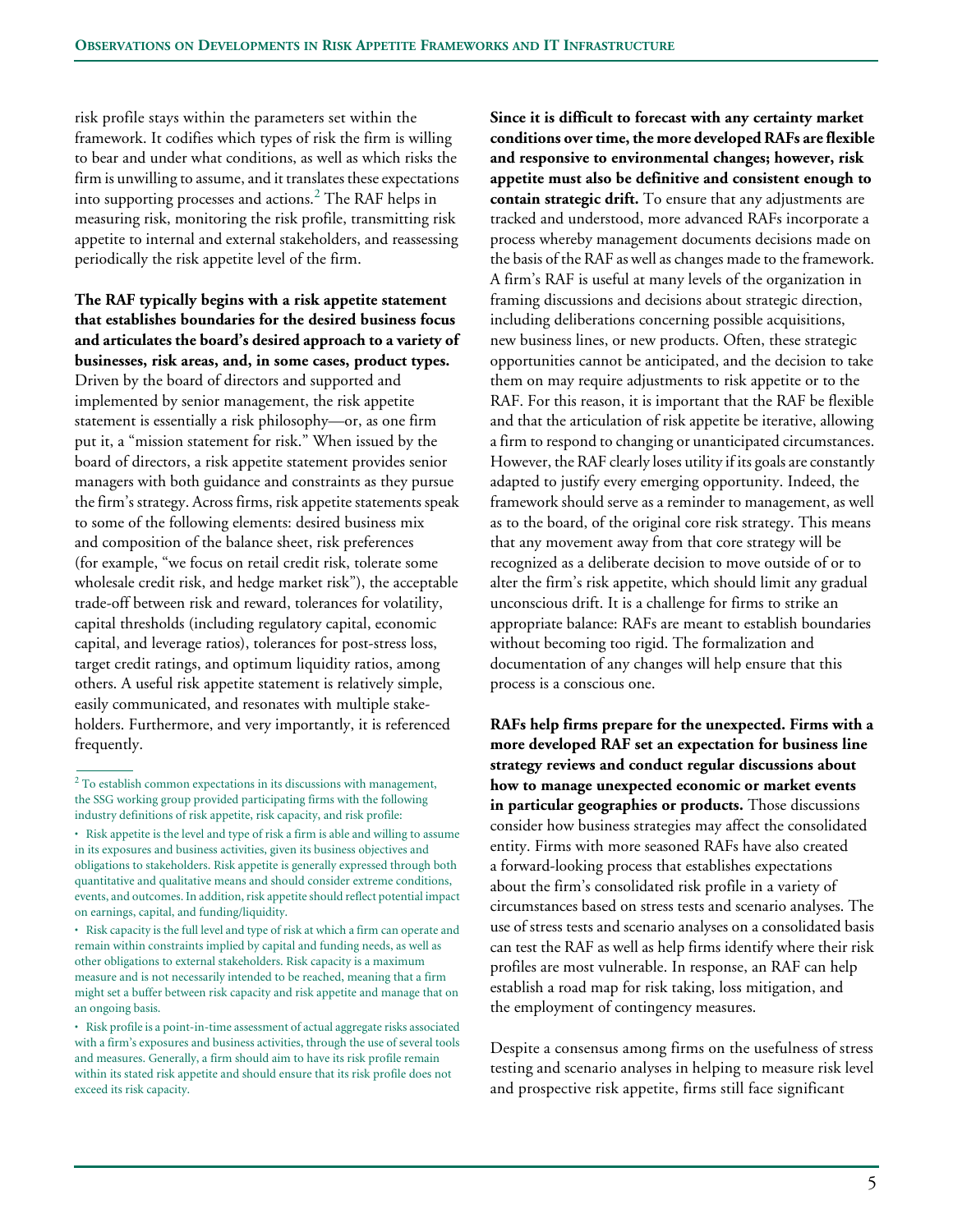risk profile stays within the parameters set within the framework. It codifies which types of risk the firm is willing to bear and under what conditions, as well as which risks the firm is unwilling to assume, and it translates these expectations into supporting processes and actions.[2] The RAF helps in measuring risk, monitoring the risk profile, transmitting risk appetite to internal and external stakeholders, and reassessing periodically the risk appetite level of the firm.

**The RAF typically begins with a risk appetite statement that establishes boundaries for the desired business focus and articulates the board's desired approach to a variety of businesses, risk areas, and, in some cases, product types.** Driven by the board of directors and supported and implemented by senior management, the risk appetite statement is essentially a risk philosophy—or, as one firm put it, a "mission statement for risk." When issued by the board of directors, a risk appetite statement provides senior managers with both guidance and constraints as they pursue the firm's strategy. Across firms, risk appetite statements speak to some of the following elements: desired business mix and composition of the balance sheet, risk preferences (for example, "we focus on retail credit risk, tolerate some wholesale credit risk, and hedge market risk"), the acceptable trade-off between risk and reward, tolerances for volatility, capital thresholds (including regulatory capital, economic capital, and leverage ratios), tolerances for post-stress loss, target credit ratings, and optimum liquidity ratios, among others. A useful risk appetite statement is relatively simple, easily communicated, and resonates with multiple stakeholders. Furthermore, and very importantly, it is referenced frequently.

**Since it is difficult to forecast with any certainty market conditions over time, the more developed RAFs are flexible and responsive to environmental changes; however, risk appetite must also be definitive and consistent enough to contain strategic drift.** To ensure that any adjustments are tracked and understood, more advanced RAFs incorporate a process whereby management documents decisions made on the basis of the RAF as well as changes made to the framework. A firm's RAF is useful at many levels of the organization in framing discussions and decisions about strategic direction, including deliberations concerning possible acquisitions, new business lines, or new products. Often, these strategic opportunities cannot be anticipated, and the decision to take them on may require adjustments to risk appetite or to the RAF. For this reason, it is important that the RAF be flexible and that the articulation of risk appetite be iterative, allowing a firm to respond to changing or unanticipated circumstances. However, the RAF clearly loses utility if its goals are constantly adapted to justify every emerging opportunity. Indeed, the framework should serve as a reminder to management, as well as to the board, of the original core risk strategy. This means that any movement away from that core strategy will be recognized as a deliberate decision to move outside of or to alter the firm's risk appetite, which should limit any gradual unconscious drift. It is a challenge for firms to strike an appropriate balance: RAFs are meant to establish boundaries without becoming too rigid. The formalization and documentation of any changes will help ensure that this process is a conscious one.

**RAFs help firms prepare for the unexpected. Firms with a more developed RAF set an expectation for business line strategy reviews and conduct regular discussions about how to manage unexpected economic or market events in particular geographies or products.** Those discussions consider how business strategies may affect the consolidated entity. Firms with more seasoned RAFs have also created a forward-looking process that establishes expectations about the firm's consolidated risk profile in a variety of circumstances based on stress tests and scenario analyses. The use of stress tests and scenario analyses on a consolidated basis can test the RAF as well as help firms identify where their risk profiles are most vulnerable. In response, an RAF can help establish a road map for risk taking, loss mitigation, and the employment of contingency measures.

Despite a consensus among firms on the usefulness of stress testing and scenario analyses in helping to measure risk level and prospective risk appetite, firms still face significant

---

[2] To establish common expectations in its discussions with management, the SSG working group provided participating firms with the following industry definitions of risk appetite, risk capacity, and risk profile:

- Risk appetite is the level and type of risk a firm is able and willing to assume in its exposures and business activities, given its business objectives and obligations to stakeholders. Risk appetite is generally expressed through both quantitative and qualitative means and should consider extreme conditions, events, and outcomes. In addition, risk appetite should reflect potential impact on earnings, capital, and funding/liquidity.
- Risk capacity is the full level and type of risk at which a firm can operate and remain within constraints implied by capital and funding needs, as well as other obligations to external stakeholders. Risk capacity is a maximum measure and is not necessarily intended to be reached, meaning that a firm might set a buffer between risk capacity and risk appetite and manage that on an ongoing basis.
- Risk profile is a point-in-time assessment of actual aggregate risks associated with a firm's exposures and business activities, through the use of several tools and measures. Generally, a firm should aim to have its risk profile remain within its stated risk appetite and should ensure that its risk profile does not exceed its risk capacity.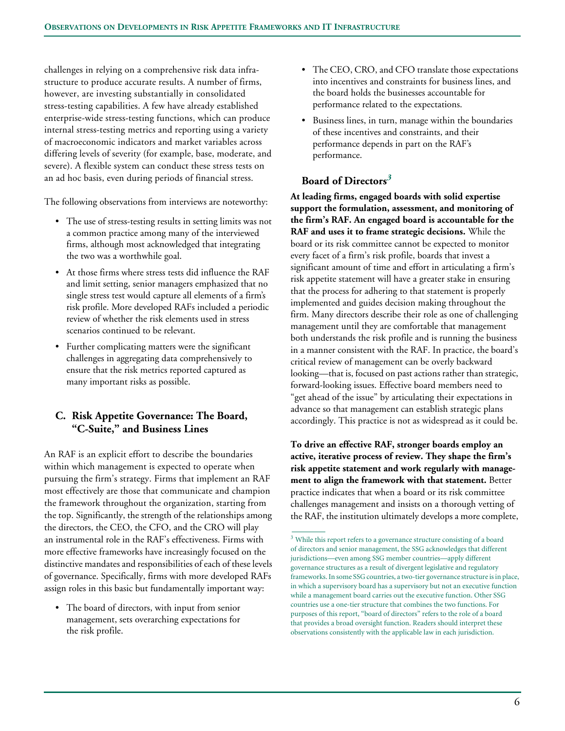challenges in relying on a comprehensive risk data infrastructure to produce accurate results. A number of firms, however, are investing substantially in consolidated stress-testing capabilities. A few have already established enterprise-wide stress-testing functions, which can produce internal stress-testing metrics and reporting using a variety of macroeconomic indicators and market variables across differing levels of severity (for example, base, moderate, and severe). A flexible system can conduct these stress tests on an ad hoc basis, even during periods of financial stress.

The following observations from interviews are noteworthy:

- The use of stress-testing results in setting limits was not a common practice among many of the interviewed firms, although most acknowledged that integrating the two was a worthwhile goal.
- At those firms where stress tests did influence the RAF and limit setting, senior managers emphasized that no single stress test would capture all elements of a firm's risk profile. More developed RAFs included a periodic review of whether the risk elements used in stress scenarios continued to be relevant.
- Further complicating matters were the significant challenges in aggregating data comprehensively to ensure that the risk metrics reported captured as many important risks as possible.

## C. Risk Appetite Governance: The Board, "C-Suite," and Business Lines

An RAF is an explicit effort to describe the boundaries within which management is expected to operate when pursuing the firm's strategy. Firms that implement an RAF most effectively are those that communicate and champion the framework throughout the organization, starting from the top. Significantly, the strength of the relationships among the directors, the CEO, the CFO, and the CRO will play an instrumental role in the RAF's effectiveness. Firms with more effective frameworks have increasingly focused on the distinctive mandates and responsibilities of each of these levels of governance. Specifically, firms with more developed RAFs assign roles in this basic but fundamentally important way:

- The board of directors, with input from senior management, sets overarching expectations for the risk profile.
- The CEO, CRO, and CFO translate those expectations into incentives and constraints for business lines, and the board holds the businesses accountable for performance related to the expectations.
- Business lines, in turn, manage within the boundaries of these incentives and constraints, and their performance depends in part on the RAF's performance.

### Board of Directors[3]

**At leading firms, engaged boards with solid expertise support the formulation, assessment, and monitoring of the firm's RAF. An engaged board is accountable for the RAF and uses it to frame strategic decisions.** While the board or its risk committee cannot be expected to monitor every facet of a firm's risk profile, boards that invest a significant amount of time and effort in articulating a firm's risk appetite statement will have a greater stake in ensuring that the process for adhering to that statement is properly implemented and guides decision making throughout the firm. Many directors describe their role as one of challenging management until they are comfortable that management both understands the risk profile and is running the business in a manner consistent with the RAF. In practice, the board's critical review of management can be overly backward looking—that is, focused on past actions rather than strategic, forward-looking issues. Effective board members need to "get ahead of the issue" by articulating their expectations in advance so that management can establish strategic plans accordingly. This practice is not as widespread as it could be.

**To drive an effective RAF, stronger boards employ an active, iterative process of review. They shape the firm's risk appetite statement and work regularly with management to align the framework with that statement.** Better practice indicates that when a board or its risk committee challenges management and insists on a thorough vetting of the RAF, the institution ultimately develops a more complete,

[3] While this report refers to a governance structure consisting of a board of directors and senior management, the SSG acknowledges that different jurisdictions—even among SSG member countries—apply different governance structures as a result of divergent legislative and regulatory frameworks. In some SSG countries, a two-tier governance structure is in place, in which a supervisory board has a supervisory but not an executive function while a management board carries out the executive function. Other SSG countries use a one-tier structure that combines the two functions. For purposes of this report, "board of directors" refers to the role of a board that provides a broad oversight function. Readers should interpret these observations consistently with the applicable law in each jurisdiction.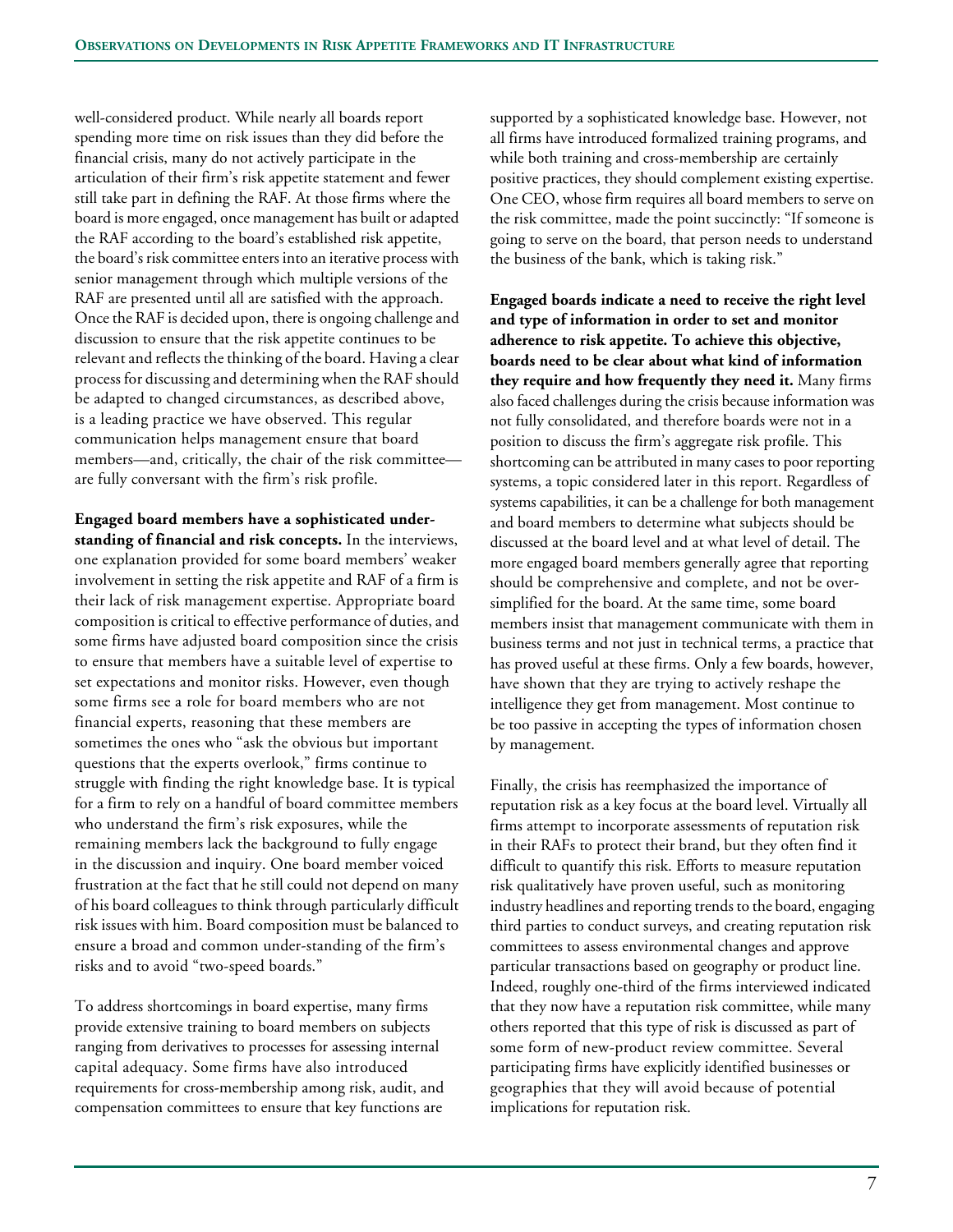well-considered product. While nearly all boards report spending more time on risk issues than they did before the financial crisis, many do not actively participate in the articulation of their firm's risk appetite statement and fewer still take part in defining the RAF. At those firms where the board is more engaged, once management has built or adapted the RAF according to the board's established risk appetite, the board's risk committee enters into an iterative process with senior management through which multiple versions of the RAF are presented until all are satisfied with the approach. Once the RAF is decided upon, there is ongoing challenge and discussion to ensure that the risk appetite continues to be relevant and reflects the thinking of the board. Having a clear process for discussing and determining when the RAF should be adapted to changed circumstances, as described above, is a leading practice we have observed. This regular communication helps management ensure that board members—and, critically, the chair of the risk committee—are fully conversant with the firm's risk profile.

**Engaged board members have a sophisticated understanding of financial and risk concepts.** In the interviews, one explanation provided for some board members' weaker involvement in setting the risk appetite and RAF of a firm is their lack of risk management expertise. Appropriate board composition is critical to effective performance of duties, and some firms have adjusted board composition since the crisis to ensure that members have a suitable level of expertise to set expectations and monitor risks. However, even though some firms see a role for board members who are not financial experts, reasoning that these members are sometimes the ones who "ask the obvious but important questions that the experts overlook," firms continue to struggle with finding the right knowledge base. It is typical for a firm to rely on a handful of board committee members who understand the firm's risk exposures, while the remaining members lack the background to fully engage in the discussion and inquiry. One board member voiced frustration at the fact that he still could not depend on many of his board colleagues to think through particularly difficult risk issues with him. Board composition must be balanced to ensure a broad and common under-standing of the firm's risks and to avoid "two-speed boards."

To address shortcomings in board expertise, many firms provide extensive training to board members on subjects ranging from derivatives to processes for assessing internal capital adequacy. Some firms have also introduced requirements for cross-membership among risk, audit, and compensation committees to ensure that key functions are supported by a sophisticated knowledge base. However, not all firms have introduced formalized training programs, and while both training and cross-membership are certainly positive practices, they should complement existing expertise. One CEO, whose firm requires all board members to serve on the risk committee, made the point succinctly: "If someone is going to serve on the board, that person needs to understand the business of the bank, which is taking risk."

**Engaged boards indicate a need to receive the right level and type of information in order to set and monitor adherence to risk appetite. To achieve this objective, boards need to be clear about what kind of information they require and how frequently they need it.** Many firms also faced challenges during the crisis because information was not fully consolidated, and therefore boards were not in a position to discuss the firm's aggregate risk profile. This shortcoming can be attributed in many cases to poor reporting systems, a topic considered later in this report. Regardless of systems capabilities, it can be a challenge for both management and board members to determine what subjects should be discussed at the board level and at what level of detail. The more engaged board members generally agree that reporting should be comprehensive and complete, and not be over-simplified for the board. At the same time, some board members insist that management communicate with them in business terms and not just in technical terms, a practice that has proved useful at these firms. Only a few boards, however, have shown that they are trying to actively reshape the intelligence they get from management. Most continue to be too passive in accepting the types of information chosen by management.

Finally, the crisis has reemphasized the importance of reputation risk as a key focus at the board level. Virtually all firms attempt to incorporate assessments of reputation risk in their RAFs to protect their brand, but they often find it difficult to quantify this risk. Efforts to measure reputation risk qualitatively have proven useful, such as monitoring industry headlines and reporting trends to the board, engaging third parties to conduct surveys, and creating reputation risk committees to assess environmental changes and approve particular transactions based on geography or product line. Indeed, roughly one-third of the firms interviewed indicated that they now have a reputation risk committee, while many others reported that this type of risk is discussed as part of some form of new-product review committee. Several participating firms have explicitly identified businesses or geographies that they will avoid because of potential implications for reputation risk.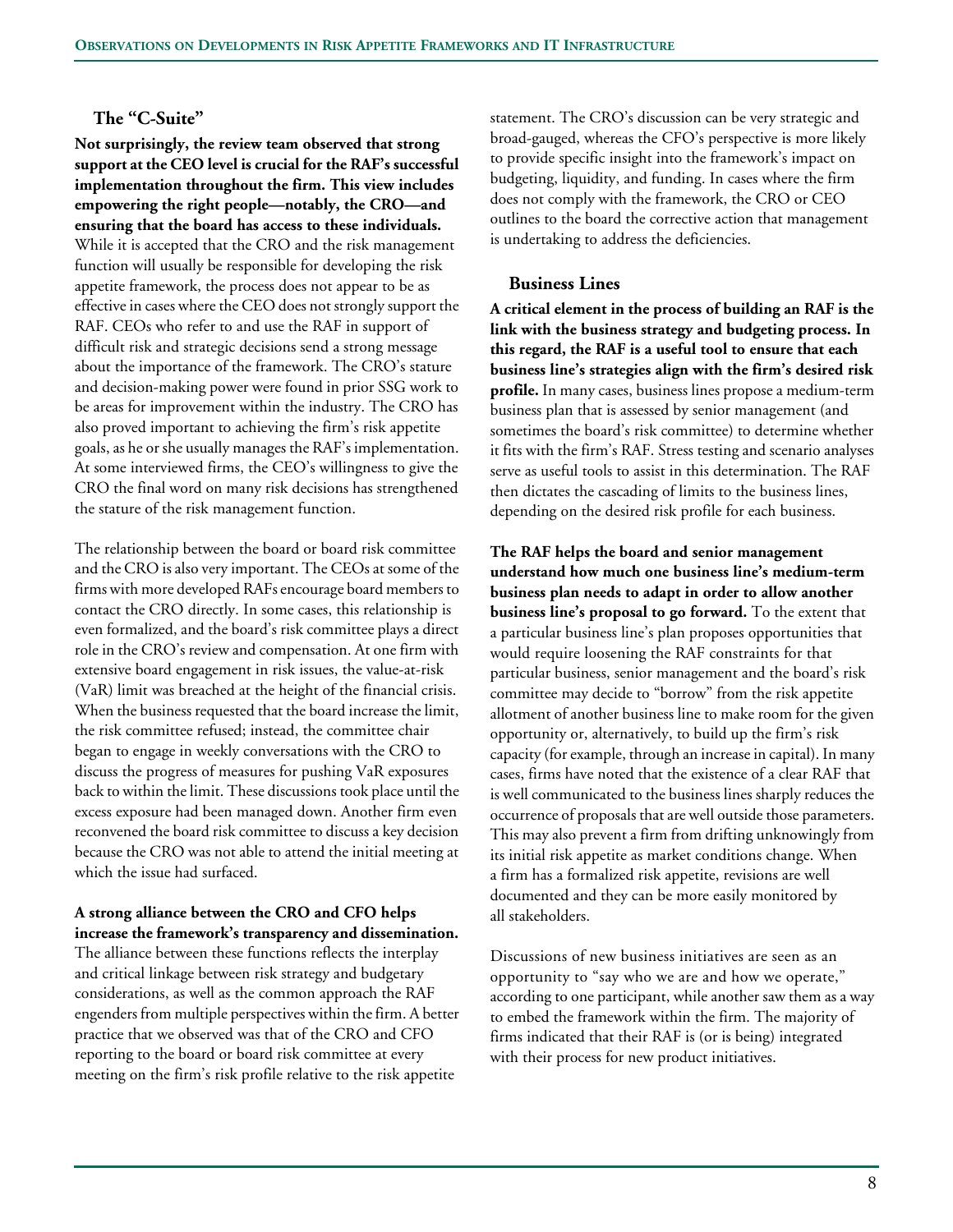### The "C-Suite"

**Not surprisingly, the review team observed that strong support at the CEO level is crucial for the RAF's successful implementation throughout the firm. This view includes empowering the right people—notably, the CRO—and ensuring that the board has access to these individuals.** While it is accepted that the CRO and the risk management function will usually be responsible for developing the risk appetite framework, the process does not appear to be as effective in cases where the CEO does not strongly support the RAF. CEOs who refer to and use the RAF in support of difficult risk and strategic decisions send a strong message about the importance of the framework. The CRO's stature and decision-making power were found in prior SSG work to be areas for improvement within the industry. The CRO has also proved important to achieving the firm's risk appetite goals, as he or she usually manages the RAF's implementation. At some interviewed firms, the CEO's willingness to give the CRO the final word on many risk decisions has strengthened the stature of the risk management function.

The relationship between the board or board risk committee and the CRO is also very important. The CEOs at some of the firms with more developed RAFs encourage board members to contact the CRO directly. In some cases, this relationship is even formalized, and the board's risk committee plays a direct role in the CRO's review and compensation. At one firm with extensive board engagement in risk issues, the value-at-risk (VaR) limit was breached at the height of the financial crisis. When the business requested that the board increase the limit, the risk committee refused; instead, the committee chair began to engage in weekly conversations with the CRO to discuss the progress of measures for pushing VaR exposures back to within the limit. These discussions took place until the excess exposure had been managed down. Another firm even reconvened the board risk committee to discuss a key decision because the CRO was not able to attend the initial meeting at which the issue had surfaced.

**A strong alliance between the CRO and CFO helps increase the framework's transparency and dissemination.** The alliance between these functions reflects the interplay and critical linkage between risk strategy and budgetary considerations, as well as the common approach the RAF engenders from multiple perspectives within the firm. A better practice that we observed was that of the CRO and CFO reporting to the board or board risk committee at every meeting on the firm's risk profile relative to the risk appetite statement. The CRO's discussion can be very strategic and broad-gauged, whereas the CFO's perspective is more likely to provide specific insight into the framework's impact on budgeting, liquidity, and funding. In cases where the firm does not comply with the framework, the CRO or CEO outlines to the board the corrective action that management is undertaking to address the deficiencies.

### Business Lines

**A critical element in the process of building an RAF is the link with the business strategy and budgeting process. In this regard, the RAF is a useful tool to ensure that each business line's strategies align with the firm's desired risk profile.** In many cases, business lines propose a medium-term business plan that is assessed by senior management (and sometimes the board's risk committee) to determine whether it fits with the firm's RAF. Stress testing and scenario analyses serve as useful tools to assist in this determination. The RAF then dictates the cascading of limits to the business lines, depending on the desired risk profile for each business.

**The RAF helps the board and senior management understand how much one business line's medium-term business plan needs to adapt in order to allow another business line's proposal to go forward.** To the extent that a particular business line's plan proposes opportunities that would require loosening the RAF constraints for that particular business, senior management and the board's risk committee may decide to "borrow" from the risk appetite allotment of another business line to make room for the given opportunity or, alternatively, to build up the firm's risk capacity (for example, through an increase in capital). In many cases, firms have noted that the existence of a clear RAF that is well communicated to the business lines sharply reduces the occurrence of proposals that are well outside those parameters. This may also prevent a firm from drifting unknowingly from its initial risk appetite as market conditions change. When a firm has a formalized risk appetite, revisions are well documented and they can be more easily monitored by all stakeholders.

Discussions of new business initiatives are seen as an opportunity to "say who we are and how we operate," according to one participant, while another saw them as a way to embed the framework within the firm. The majority of firms indicated that their RAF is (or is being) integrated with their process for new product initiatives.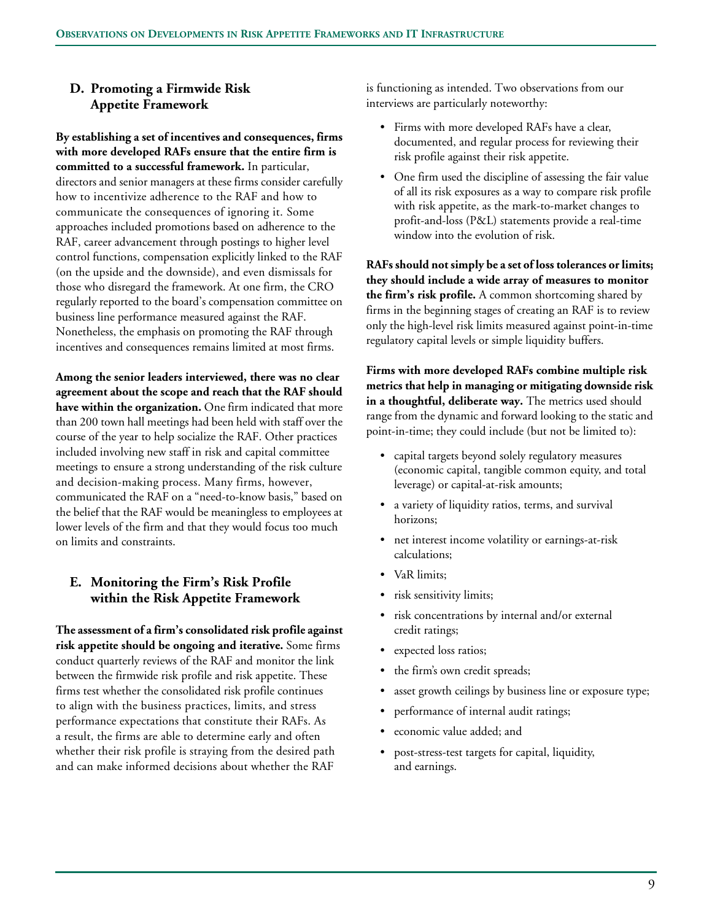## D. Promoting a Firmwide Risk Appetite Framework

**By establishing a set of incentives and consequences, firms with more developed RAFs ensure that the entire firm is committed to a successful framework.** In particular, directors and senior managers at these firms consider carefully how to incentivize adherence to the RAF and how to communicate the consequences of ignoring it. Some approaches included promotions based on adherence to the RAF, career advancement through postings to higher level control functions, compensation explicitly linked to the RAF (on the upside and the downside), and even dismissals for those who disregard the framework. At one firm, the CRO regularly reported to the board's compensation committee on business line performance measured against the RAF. Nonetheless, the emphasis on promoting the RAF through incentives and consequences remains limited at most firms.

**Among the senior leaders interviewed, there was no clear agreement about the scope and reach that the RAF should have within the organization.** One firm indicated that more than 200 town hall meetings had been held with staff over the course of the year to help socialize the RAF. Other practices included involving new staff in risk and capital committee meetings to ensure a strong understanding of the risk culture and decision-making process. Many firms, however, communicated the RAF on a "need-to-know basis," based on the belief that the RAF would be meaningless to employees at lower levels of the firm and that they would focus too much on limits and constraints.

## E. Monitoring the Firm's Risk Profile within the Risk Appetite Framework

**The assessment of a firm's consolidated risk profile against risk appetite should be ongoing and iterative.** Some firms conduct quarterly reviews of the RAF and monitor the link between the firmwide risk profile and risk appetite. These firms test whether the consolidated risk profile continues to align with the business practices, limits, and stress performance expectations that constitute their RAFs. As a result, the firms are able to determine early and often whether their risk profile is straying from the desired path and can make informed decisions about whether the RAF is functioning as intended. Two observations from our interviews are particularly noteworthy:

- Firms with more developed RAFs have a clear, documented, and regular process for reviewing their risk profile against their risk appetite.
- One firm used the discipline of assessing the fair value of all its risk exposures as a way to compare risk profile with risk appetite, as the mark-to-market changes to profit-and-loss (P&L) statements provide a real-time window into the evolution of risk.

**RAFs should not simply be a set of loss tolerances or limits; they should include a wide array of measures to monitor the firm's risk profile.** A common shortcoming shared by firms in the beginning stages of creating an RAF is to review only the high-level risk limits measured against point-in-time regulatory capital levels or simple liquidity buffers.

**Firms with more developed RAFs combine multiple risk metrics that help in managing or mitigating downside risk in a thoughtful, deliberate way.** The metrics used should range from the dynamic and forward looking to the static and point-in-time; they could include (but not be limited to):

- capital targets beyond solely regulatory measures (economic capital, tangible common equity, and total leverage) or capital-at-risk amounts;
- a variety of liquidity ratios, terms, and survival horizons;
- net interest income volatility or earnings-at-risk calculations;
- VaR limits;
- risk sensitivity limits;
- risk concentrations by internal and/or external credit ratings;
- expected loss ratios;
- the firm's own credit spreads;
- asset growth ceilings by business line or exposure type;
- performance of internal audit ratings;
- economic value added; and
- post-stress-test targets for capital, liquidity, and earnings.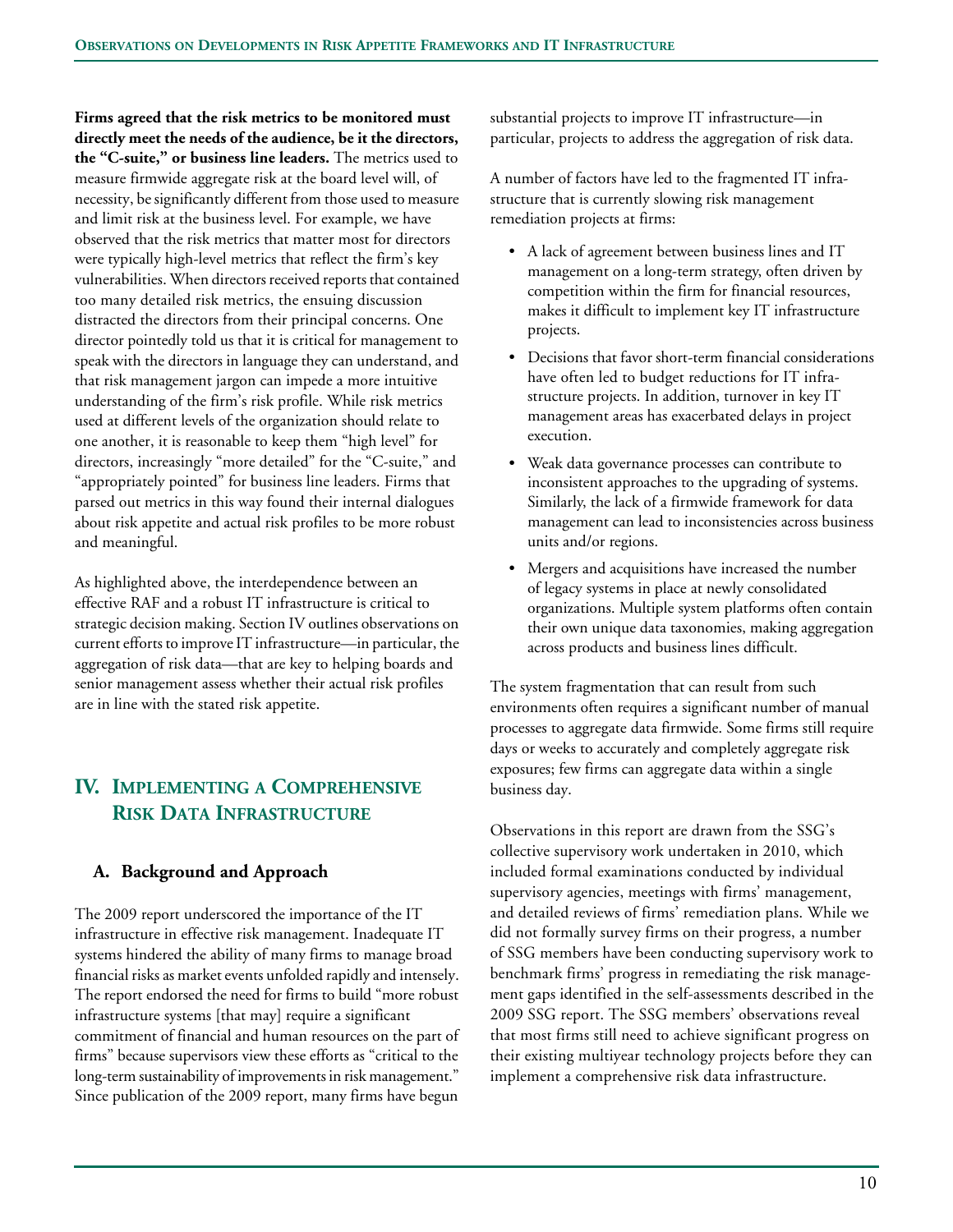**Firms agreed that the risk metrics to be monitored must directly meet the needs of the audience, be it the directors, the "C-suite," or business line leaders.** The metrics used to measure firmwide aggregate risk at the board level will, of necessity, be significantly different from those used to measure and limit risk at the business level. For example, we have observed that the risk metrics that matter most for directors were typically high-level metrics that reflect the firm's key vulnerabilities. When directors received reports that contained too many detailed risk metrics, the ensuing discussion distracted the directors from their principal concerns. One director pointedly told us that it is critical for management to speak with the directors in language they can understand, and that risk management jargon can impede a more intuitive understanding of the firm's risk profile. While risk metrics used at different levels of the organization should relate to one another, it is reasonable to keep them "high level" for directors, increasingly "more detailed" for the "C-suite," and "appropriately pointed" for business line leaders. Firms that parsed out metrics in this way found their internal dialogues about risk appetite and actual risk profiles to be more robust and meaningful.

As highlighted above, the interdependence between an effective RAF and a robust IT infrastructure is critical to strategic decision making. Section IV outlines observations on current efforts to improve IT infrastructure—in particular, the aggregation of risk data—that are key to helping boards and senior management assess whether their actual risk profiles are in line with the stated risk appetite.

# IV. Implementing a Comprehensive Risk Data Infrastructure

## A. Background and Approach

The 2009 report underscored the importance of the IT infrastructure in effective risk management. Inadequate IT systems hindered the ability of many firms to manage broad financial risks as market events unfolded rapidly and intensely. The report endorsed the need for firms to build "more robust infrastructure systems [that may] require a significant commitment of financial and human resources on the part of firms" because supervisors view these efforts as "critical to the long-term sustainability of improvements in risk management." Since publication of the 2009 report, many firms have begun substantial projects to improve IT infrastructure—in particular, projects to address the aggregation of risk data.

A number of factors have led to the fragmented IT infrastructure that is currently slowing risk management remediation projects at firms:

- A lack of agreement between business lines and IT management on a long-term strategy, often driven by competition within the firm for financial resources, makes it difficult to implement key IT infrastructure projects.
- Decisions that favor short-term financial considerations have often led to budget reductions for IT infrastructure projects. In addition, turnover in key IT management areas has exacerbated delays in project execution.
- Weak data governance processes can contribute to inconsistent approaches to the upgrading of systems. Similarly, the lack of a firmwide framework for data management can lead to inconsistencies across business units and/or regions.
- Mergers and acquisitions have increased the number of legacy systems in place at newly consolidated organizations. Multiple system platforms often contain their own unique data taxonomies, making aggregation across products and business lines difficult.

The system fragmentation that can result from such environments often requires a significant number of manual processes to aggregate data firmwide. Some firms still require days or weeks to accurately and completely aggregate risk exposures; few firms can aggregate data within a single business day.

Observations in this report are drawn from the SSG's collective supervisory work undertaken in 2010, which included formal examinations conducted by individual supervisory agencies, meetings with firms' management, and detailed reviews of firms' remediation plans. While we did not formally survey firms on their progress, a number of SSG members have been conducting supervisory work to benchmark firms' progress in remediating the risk management gaps identified in the self-assessments described in the 2009 SSG report. The SSG members' observations reveal that most firms still need to achieve significant progress on their existing multiyear technology projects before they can implement a comprehensive risk data infrastructure.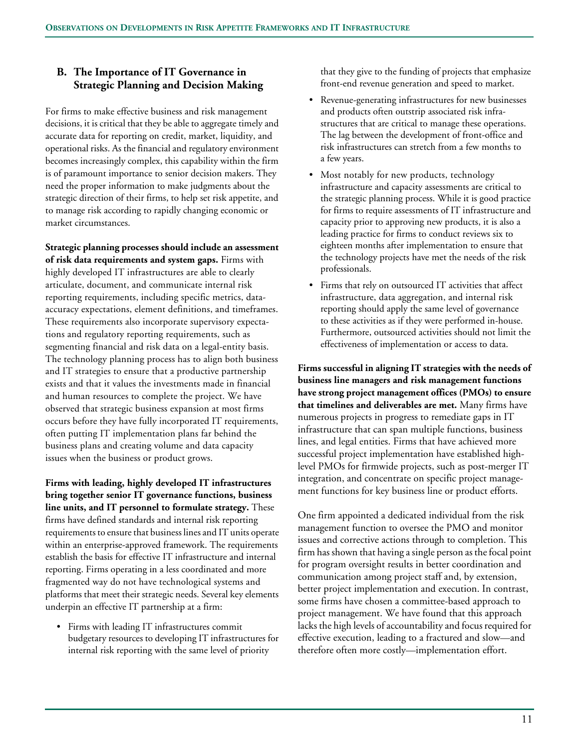## B. The Importance of IT Governance in Strategic Planning and Decision Making

For firms to make effective business and risk management decisions, it is critical that they be able to aggregate timely and accurate data for reporting on credit, market, liquidity, and operational risks. As the financial and regulatory environment becomes increasingly complex, this capability within the firm is of paramount importance to senior decision makers. They need the proper information to make judgments about the strategic direction of their firms, to help set risk appetite, and to manage risk according to rapidly changing economic or market circumstances.

**Strategic planning processes should include an assessment of risk data requirements and system gaps.** Firms with highly developed IT infrastructures are able to clearly articulate, document, and communicate internal risk reporting requirements, including specific metrics, data-accuracy expectations, element definitions, and timeframes. These requirements also incorporate supervisory expectations and regulatory reporting requirements, such as segmenting financial and risk data on a legal-entity basis. The technology planning process has to align both business and IT strategies to ensure that a productive partnership exists and that it values the investments made in financial and human resources to complete the project. We have observed that strategic business expansion at most firms occurs before they have fully incorporated IT requirements, often putting IT implementation plans far behind the business plans and creating volume and data capacity issues when the business or product grows.

**Firms with leading, highly developed IT infrastructures bring together senior IT governance functions, business line units, and IT personnel to formulate strategy.** These firms have defined standards and internal risk reporting requirements to ensure that business lines and IT units operate within an enterprise-approved framework. The requirements establish the basis for effective IT infrastructure and internal reporting. Firms operating in a less coordinated and more fragmented way do not have technological systems and platforms that meet their strategic needs. Several key elements underpin an effective IT partnership at a firm:

- Firms with leading IT infrastructures commit budgetary resources to developing IT infrastructures for internal risk reporting with the same level of priority that they give to the funding of projects that emphasize front-end revenue generation and speed to market.
- Revenue-generating infrastructures for new businesses and products often outstrip associated risk infrastructures that are critical to manage these operations. The lag between the development of front-office and risk infrastructures can stretch from a few months to a few years.
- Most notably for new products, technology infrastructure and capacity assessments are critical to the strategic planning process. While it is good practice for firms to require assessments of IT infrastructure and capacity prior to approving new products, it is also a leading practice for firms to conduct reviews six to eighteen months after implementation to ensure that the technology projects have met the needs of the risk professionals.
- Firms that rely on outsourced IT activities that affect infrastructure, data aggregation, and internal risk reporting should apply the same level of governance to these activities as if they were performed in-house. Furthermore, outsourced activities should not limit the effectiveness of implementation or access to data.

**Firms successful in aligning IT strategies with the needs of business line managers and risk management functions have strong project management offices (PMOs) to ensure that timelines and deliverables are met.** Many firms have numerous projects in progress to remediate gaps in IT infrastructure that can span multiple functions, business lines, and legal entities. Firms that have achieved more successful project implementation have established high-level PMOs for firmwide projects, such as post-merger IT integration, and concentrate on specific project management functions for key business line or product efforts.

One firm appointed a dedicated individual from the risk management function to oversee the PMO and monitor issues and corrective actions through to completion. This firm has shown that having a single person as the focal point for program oversight results in better coordination and communication among project staff and, by extension, better project implementation and execution. In contrast, some firms have chosen a committee-based approach to project management. We have found that this approach lacks the high levels of accountability and focus required for effective execution, leading to a fractured and slow—and therefore often more costly—implementation effort.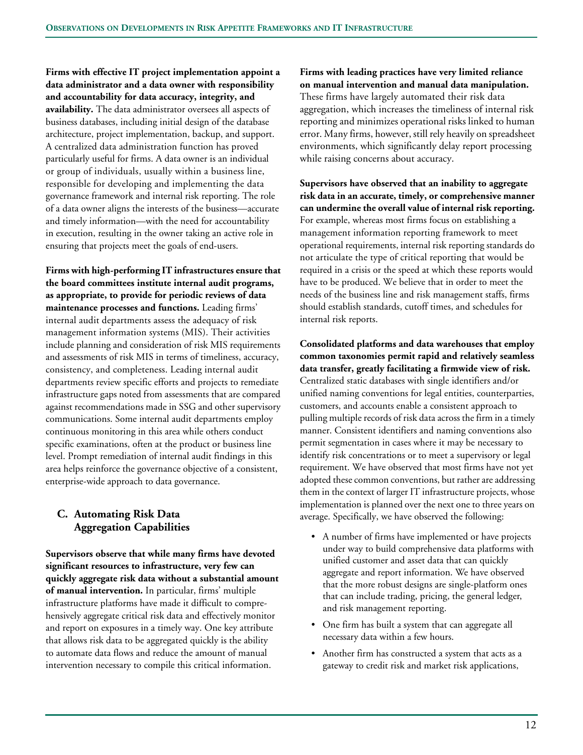**Firms with effective IT project implementation appoint a data administrator and a data owner with responsibility and accountability for data accuracy, integrity, and availability.** The data administrator oversees all aspects of business databases, including initial design of the database architecture, project implementation, backup, and support. A centralized data administration function has proved particularly useful for firms. A data owner is an individual or group of individuals, usually within a business line, responsible for developing and implementing the data governance framework and internal risk reporting. The role of a data owner aligns the interests of the business—accurate and timely information—with the need for accountability in execution, resulting in the owner taking an active role in ensuring that projects meet the goals of end-users.

**Firms with high-performing IT infrastructures ensure that the board committees institute internal audit programs, as appropriate, to provide for periodic reviews of data maintenance processes and functions.** Leading firms' internal audit departments assess the adequacy of risk management information systems (MIS). Their activities include planning and consideration of risk MIS requirements and assessments of risk MIS in terms of timeliness, accuracy, consistency, and completeness. Leading internal audit departments review specific efforts and projects to remediate infrastructure gaps noted from assessments that are compared against recommendations made in SSG and other supervisory communications. Some internal audit departments employ continuous monitoring in this area while others conduct specific examinations, often at the product or business line level. Prompt remediation of internal audit findings in this area helps reinforce the governance objective of a consistent, enterprise-wide approach to data governance.

## C. Automating Risk Data Aggregation Capabilities

**Supervisors observe that while many firms have devoted significant resources to infrastructure, very few can quickly aggregate risk data without a substantial amount of manual intervention.** In particular, firms' multiple infrastructure platforms have made it difficult to comprehensively aggregate critical risk data and effectively monitor and report on exposures in a timely way. One key attribute that allows risk data to be aggregated quickly is the ability to automate data flows and reduce the amount of manual intervention necessary to compile this critical information.

**Firms with leading practices have very limited reliance on manual intervention and manual data manipulation.** These firms have largely automated their risk data aggregation, which increases the timeliness of internal risk reporting and minimizes operational risks linked to human error. Many firms, however, still rely heavily on spreadsheet environments, which significantly delay report processing while raising concerns about accuracy.

**Supervisors have observed that an inability to aggregate risk data in an accurate, timely, or comprehensive manner can undermine the overall value of internal risk reporting.** For example, whereas most firms focus on establishing a management information reporting framework to meet operational requirements, internal risk reporting standards do not articulate the type of critical reporting that would be required in a crisis or the speed at which these reports would have to be produced. We believe that in order to meet the needs of the business line and risk management staffs, firms should establish standards, cutoff times, and schedules for internal risk reports.

**Consolidated platforms and data warehouses that employ common taxonomies permit rapid and relatively seamless data transfer, greatly facilitating a firmwide view of risk.** Centralized static databases with single identifiers and/or unified naming conventions for legal entities, counterparties, customers, and accounts enable a consistent approach to pulling multiple records of risk data across the firm in a timely manner. Consistent identifiers and naming conventions also permit segmentation in cases where it may be necessary to identify risk concentrations or to meet a supervisory or legal requirement. We have observed that most firms have not yet adopted these common conventions, but rather are addressing them in the context of larger IT infrastructure projects, whose implementation is planned over the next one to three years on average. Specifically, we have observed the following:

- A number of firms have implemented or have projects under way to build comprehensive data platforms with unified customer and asset data that can quickly aggregate and report information. We have observed that the more robust designs are single-platform ones that can include trading, pricing, the general ledger, and risk management reporting.
- One firm has built a system that can aggregate all necessary data within a few hours.
- Another firm has constructed a system that acts as a gateway to credit risk and market risk applications,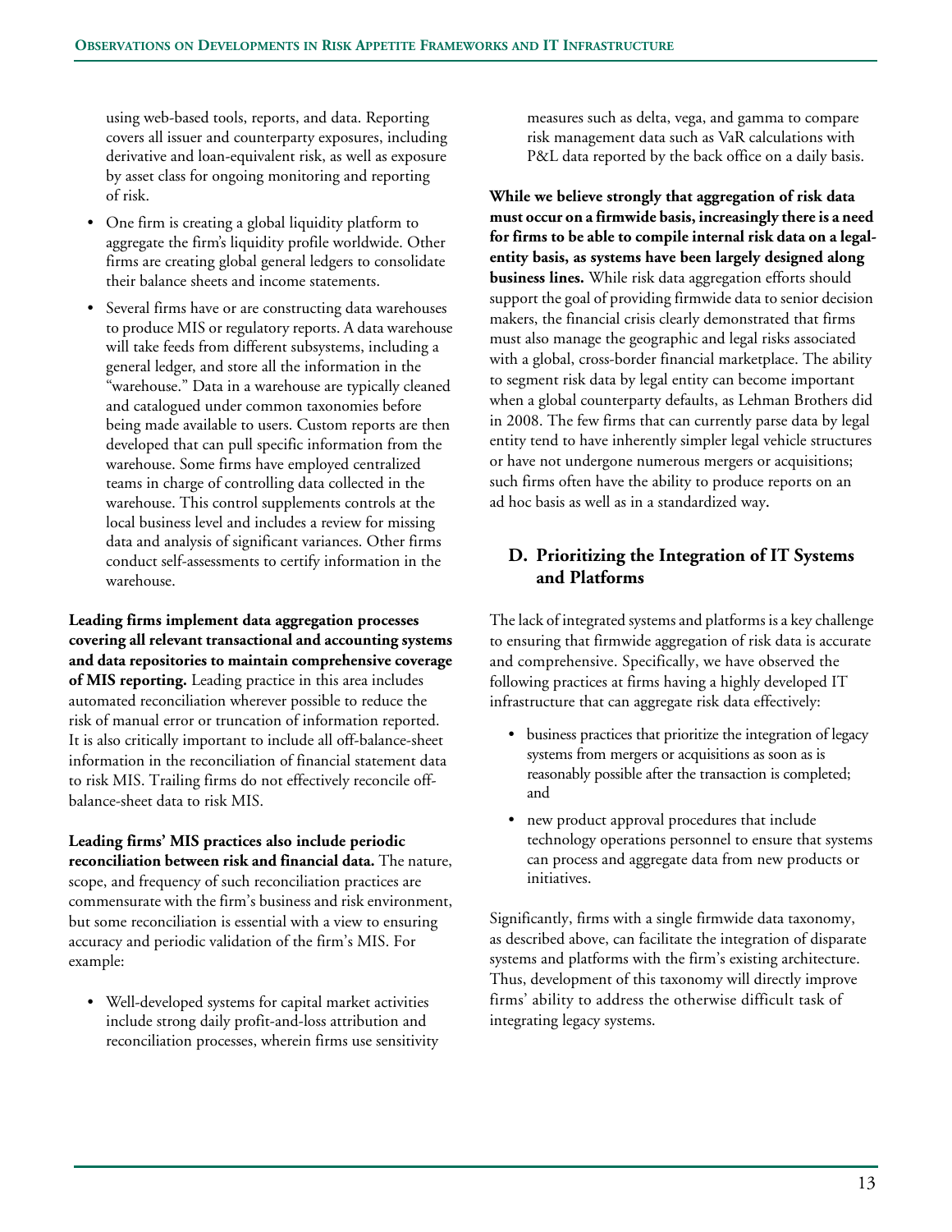using web-based tools, reports, and data. Reporting covers all issuer and counterparty exposures, including derivative and loan-equivalent risk, as well as exposure by asset class for ongoing monitoring and reporting of risk.

- One firm is creating a global liquidity platform to aggregate the firm's liquidity profile worldwide. Other firms are creating global general ledgers to consolidate their balance sheets and income statements.
- Several firms have or are constructing data warehouses to produce MIS or regulatory reports. A data warehouse will take feeds from different subsystems, including a general ledger, and store all the information in the "warehouse." Data in a warehouse are typically cleaned and catalogued under common taxonomies before being made available to users. Custom reports are then developed that can pull specific information from the warehouse. Some firms have employed centralized teams in charge of controlling data collected in the warehouse. This control supplements controls at the local business level and includes a review for missing data and analysis of significant variances. Other firms conduct self-assessments to certify information in the warehouse.

**Leading firms implement data aggregation processes covering all relevant transactional and accounting systems and data repositories to maintain comprehensive coverage of MIS reporting.** Leading practice in this area includes automated reconciliation wherever possible to reduce the risk of manual error or truncation of information reported. It is also critically important to include all off-balance-sheet information in the reconciliation of financial statement data to risk MIS. Trailing firms do not effectively reconcile off-balance-sheet data to risk MIS.

**Leading firms' MIS practices also include periodic reconciliation between risk and financial data.** The nature, scope, and frequency of such reconciliation practices are commensurate with the firm's business and risk environment, but some reconciliation is essential with a view to ensuring accuracy and periodic validation of the firm's MIS. For example:

- Well-developed systems for capital market activities include strong daily profit-and-loss attribution and reconciliation processes, wherein firms use sensitivity measures such as delta, vega, and gamma to compare risk management data such as VaR calculations with P&L data reported by the back office on a daily basis.

**While we believe strongly that aggregation of risk data must occur on a firmwide basis, increasingly there is a need for firms to be able to compile internal risk data on a legal-entity basis, as systems have been largely designed along business lines.** While risk data aggregation efforts should support the goal of providing firmwide data to senior decision makers, the financial crisis clearly demonstrated that firms must also manage the geographic and legal risks associated with a global, cross-border financial marketplace. The ability to segment risk data by legal entity can become important when a global counterparty defaults, as Lehman Brothers did in 2008. The few firms that can currently parse data by legal entity tend to have inherently simpler legal vehicle structures or have not undergone numerous mergers or acquisitions; such firms often have the ability to produce reports on an ad hoc basis as well as in a standardized way.

## D. Prioritizing the Integration of IT Systems and Platforms

The lack of integrated systems and platforms is a key challenge to ensuring that firmwide aggregation of risk data is accurate and comprehensive. Specifically, we have observed the following practices at firms having a highly developed IT infrastructure that can aggregate risk data effectively:

- business practices that prioritize the integration of legacy systems from mergers or acquisitions as soon as is reasonably possible after the transaction is completed; and
- new product approval procedures that include technology operations personnel to ensure that systems can process and aggregate data from new products or initiatives.

Significantly, firms with a single firmwide data taxonomy, as described above, can facilitate the integration of disparate systems and platforms with the firm's existing architecture. Thus, development of this taxonomy will directly improve firms' ability to address the otherwise difficult task of integrating legacy systems.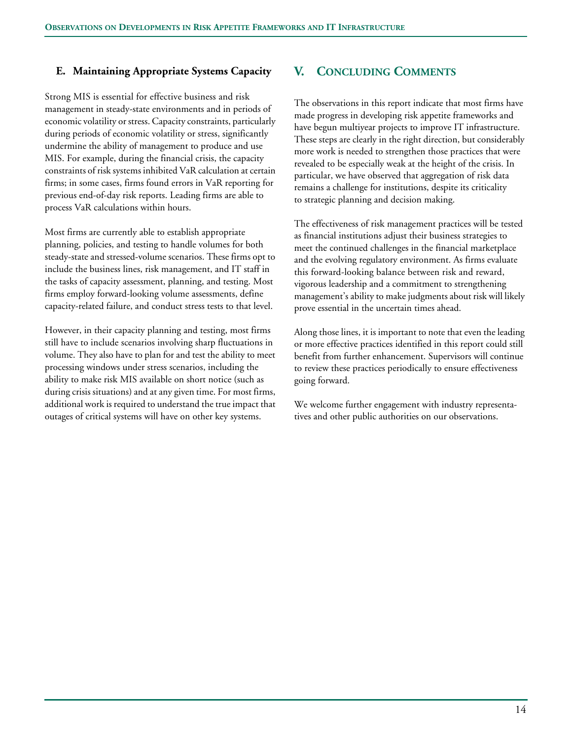### E. Maintaining Appropriate Systems Capacity

Strong MIS is essential for effective business and risk management in steady-state environments and in periods of economic volatility or stress. Capacity constraints, particularly during periods of economic volatility or stress, significantly undermine the ability of management to produce and use MIS. For example, during the financial crisis, the capacity constraints of risk systems inhibited VaR calculation at certain firms; in some cases, firms found errors in VaR reporting for previous end-of-day risk reports. Leading firms are able to process VaR calculations within hours.

Most firms are currently able to establish appropriate planning, policies, and testing to handle volumes for both steady-state and stressed-volume scenarios. These firms opt to include the business lines, risk management, and IT staff in the tasks of capacity assessment, planning, and testing. Most firms employ forward-looking volume assessments, define capacity-related failure, and conduct stress tests to that level.

However, in their capacity planning and testing, most firms still have to include scenarios involving sharp fluctuations in volume. They also have to plan for and test the ability to meet processing windows under stress scenarios, including the ability to make risk MIS available on short notice (such as during crisis situations) and at any given time. For most firms, additional work is required to understand the true impact that outages of critical systems will have on other key systems.

## V. Concluding Comments

The observations in this report indicate that most firms have made progress in developing risk appetite frameworks and have begun multiyear projects to improve IT infrastructure. These steps are clearly in the right direction, but considerably more work is needed to strengthen those practices that were revealed to be especially weak at the height of the crisis. In particular, we have observed that aggregation of risk data remains a challenge for institutions, despite its criticality to strategic planning and decision making.

The effectiveness of risk management practices will be tested as financial institutions adjust their business strategies to meet the continued challenges in the financial marketplace and the evolving regulatory environment. As firms evaluate this forward-looking balance between risk and reward, vigorous leadership and a commitment to strengthening management's ability to make judgments about risk will likely prove essential in the uncertain times ahead.

Along those lines, it is important to note that even the leading or more effective practices identified in this report could still benefit from further enhancement. Supervisors will continue to review these practices periodically to ensure effectiveness going forward.

We welcome further engagement with industry representatives and other public authorities on our observations.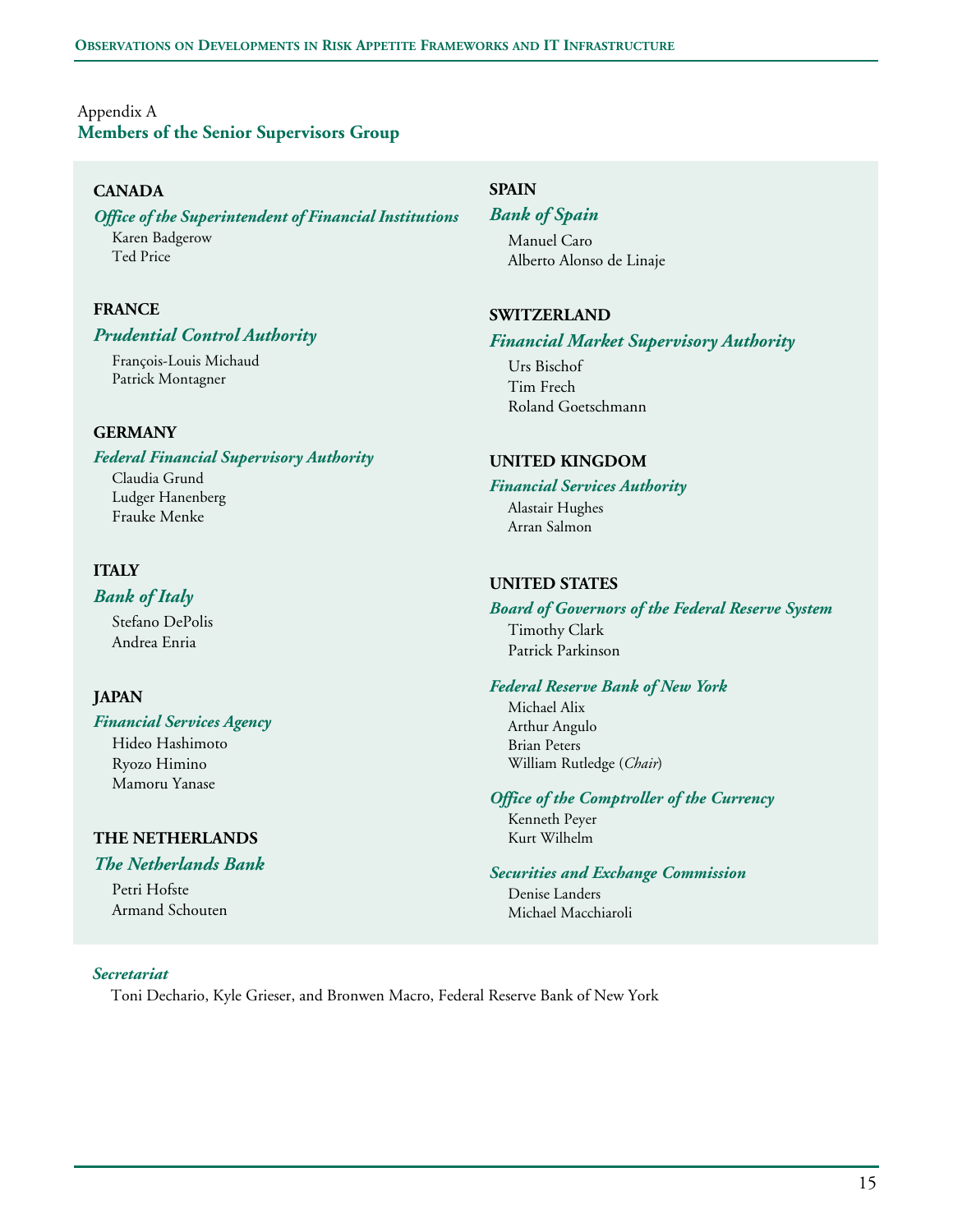Appendix A

## Members of the Senior Supervisors Group

### CANADA

*Office of the Superintendent of Financial Institutions*

Karen Badgerow
Ted Price

### FRANCE

*Prudential Control Authority*

François-Louis Michaud
Patrick Montagner

### GERMANY

*Federal Financial Supervisory Authority*

Claudia Grund
Ludger Hanenberg
Frauke Menke

### ITALY

*Bank of Italy*

Stefano DePolis
Andrea Enria

### JAPAN

*Financial Services Agency*

Hideo Hashimoto
Ryozo Himino
Mamoru Yanase

### THE NETHERLANDS

*The Netherlands Bank*

Petri Hofste
Armand Schouten

### SPAIN

*Bank of Spain*

Manuel Caro
Alberto Alonso de Linaje

### SWITZERLAND

*Financial Market Supervisory Authority*

Urs Bischof
Tim Frech
Roland Goetschmann

### UNITED KINGDOM

*Financial Services Authority*

Alastair Hughes
Arran Salmon

### UNITED STATES

*Board of Governors of the Federal Reserve System*

Timothy Clark
Patrick Parkinson

*Federal Reserve Bank of New York*

Michael Alix
Arthur Angulo
Brian Peters
William Rutledge (*Chair*)

*Office of the Comptroller of the Currency*

Kenneth Peyer
Kurt Wilhelm

*Securities and Exchange Commission*

Denise Landers
Michael Macchiaroli

*Secretariat*

Toni Dechario, Kyle Grieser, and Bronwen Macro, Federal Reserve Bank of New York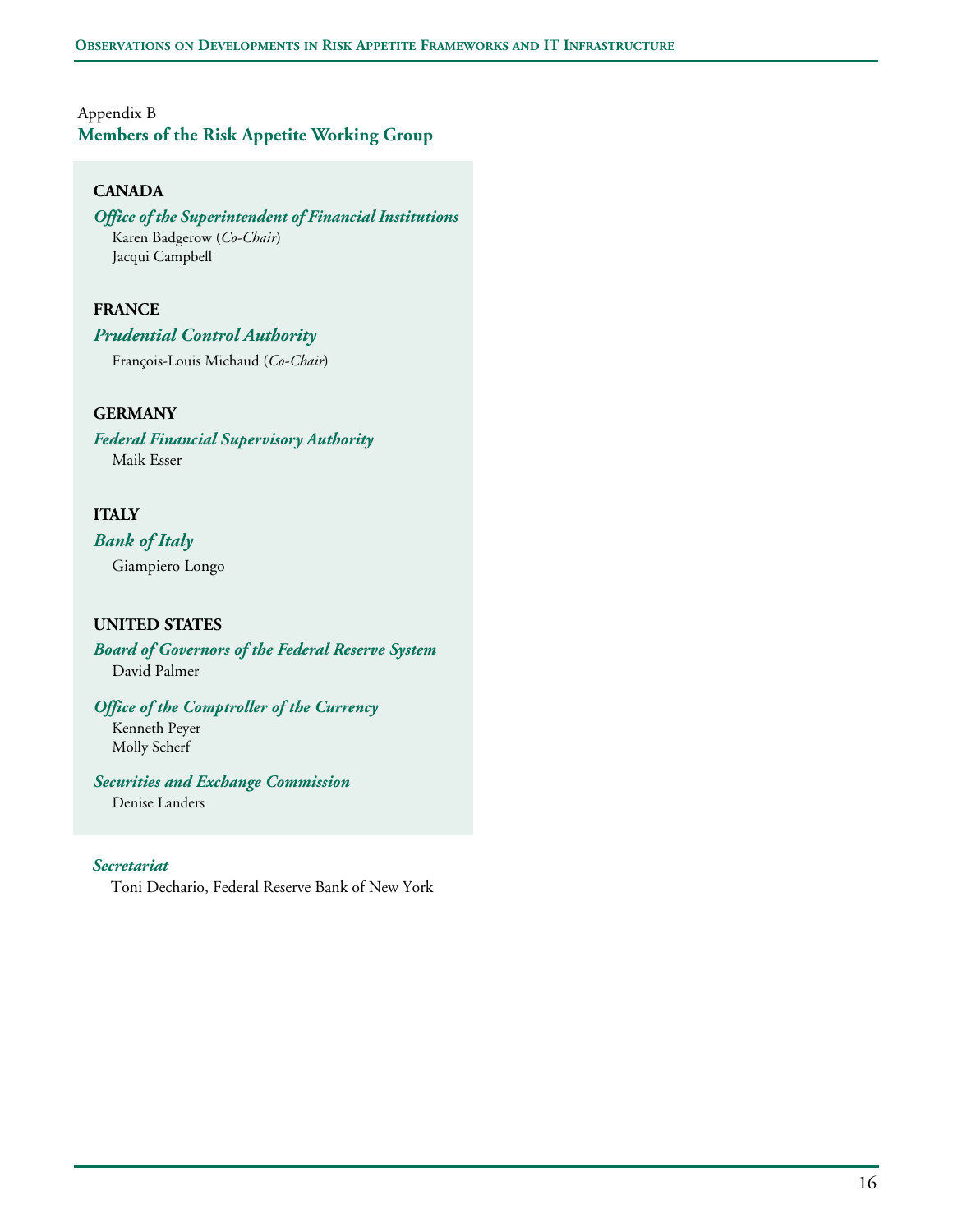Appendix B

## Members of the Risk Appetite Working Group

### CANADA

***Office of the Superintendent of Financial Institutions***

Karen Badgerow (*Co-Chair*)
Jacqui Campbell

### FRANCE

***Prudential Control Authority***

François-Louis Michaud (*Co-Chair*)

### GERMANY

***Federal Financial Supervisory Authority***

Maik Esser

### ITALY

***Bank of Italy***

Giampiero Longo

### UNITED STATES

***Board of Governors of the Federal Reserve System***

David Palmer

***Office of the Comptroller of the Currency***

Kenneth Peyer
Molly Scherf

***Securities and Exchange Commission***

Denise Landers

***Secretariat***

Toni Dechario, Federal Reserve Bank of New York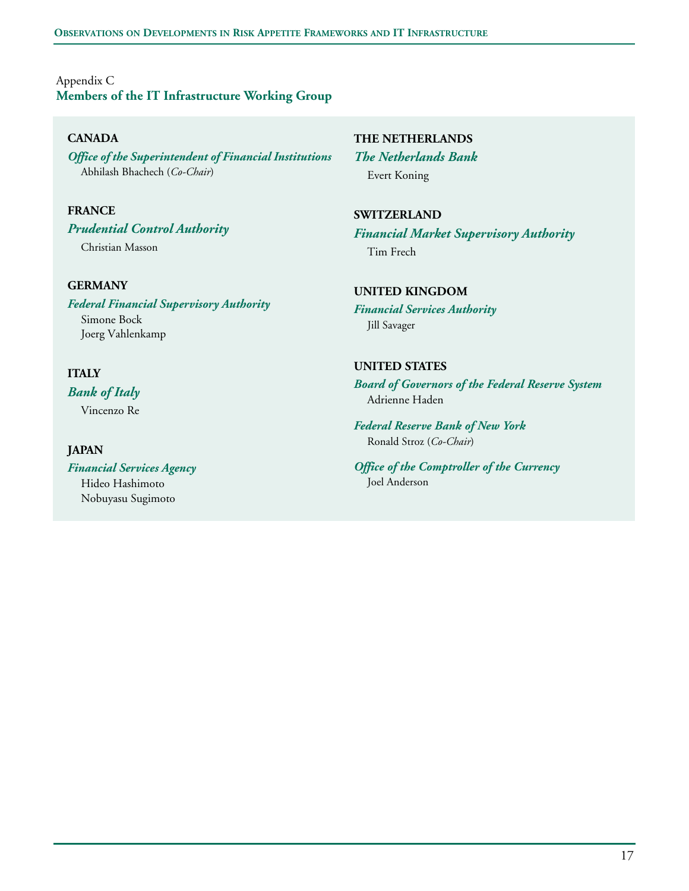Appendix C

## Members of the IT Infrastructure Working Group

**CANADA**

***Office of the Superintendent of Financial Institutions***

Abhilash Bhachech (*Co-Chair*)

**FRANCE**

***Prudential Control Authority***

Christian Masson

**GERMANY**

***Federal Financial Supervisory Authority***

Simone Bock
Joerg Vahlenkamp

**ITALY**

***Bank of Italy***

Vincenzo Re

**JAPAN**

***Financial Services Agency***

Hideo Hashimoto
Nobuyasu Sugimoto

**THE NETHERLANDS**

***The Netherlands Bank***

Evert Koning

**SWITZERLAND**

***Financial Market Supervisory Authority***

Tim Frech

**UNITED KINGDOM**

***Financial Services Authority***

Jill Savager

**UNITED STATES**

***Board of Governors of the Federal Reserve System***

Adrienne Haden

***Federal Reserve Bank of New York***

Ronald Stroz (*Co-Chair*)

***Office of the Comptroller of the Currency***

Joel Anderson